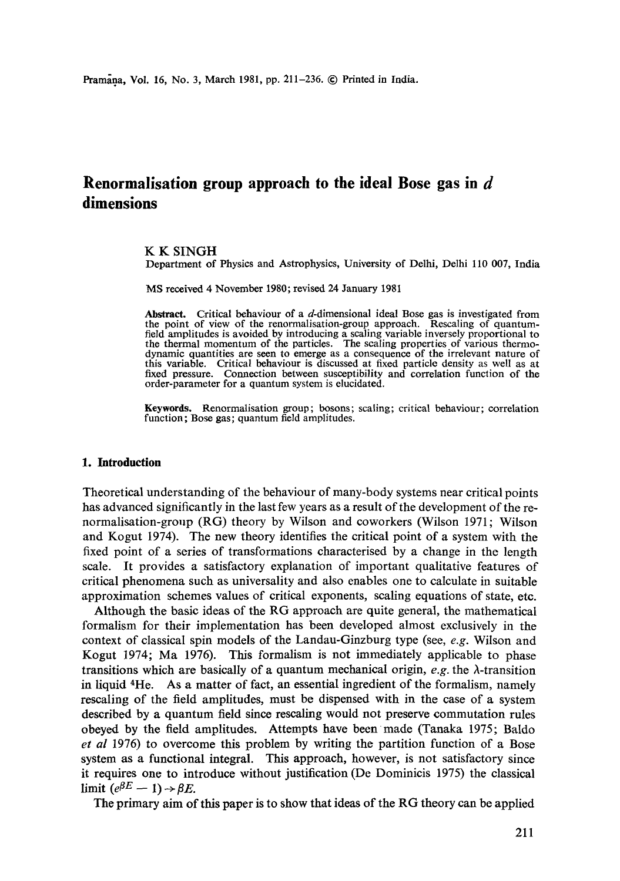# Renormalisation group approach to the ideal Bose gas in $d$ dimensions

K K SINGH

Department of Physics and Astrophysics, University of Delhi, Delhi 110 007, India

MS received 4 November 1980; revised 24 January 1981

**Abstract.** Critical behaviour of a $d$-dimensional ideal Bose gas is investigated from the point of view of the renormalisation-group approach. Rescaling of quantum-field amplitudes is avoided by introducing a scaling variable inversely proportional to the thermal momentum of the particles. The scaling properties of various thermodynamic quantities are seen to emerge as a consequence of the irrelevant nature of this variable. Critical behaviour is discussed at fixed particle density as well as at fixed pressure. Connection between susceptibility and correlation function of the order-parameter for a quantum system is elucidated.

**Keywords.** Renormalisation group; bosons; scaling; critical behaviour; correlation function; Bose gas; quantum field amplitudes.

## 1. Introduction

Theoretical understanding of the behaviour of many-body systems near critical points has advanced significantly in the last few years as a result of the development of the renormalisation-group (RG) theory by Wilson and coworkers (Wilson 1971; Wilson and Kogut 1974). The new theory identifies the critical point of a system with the fixed point of a series of transformations characterised by a change in the length scale. It provides a satisfactory explanation of important qualitative features of critical phenomena such as universality and also enables one to calculate in suitable approximation schemes values of critical exponents, scaling equations of state, etc.

Although the basic ideas of the RG approach are quite general, the mathematical formalism for their implementation has been developed almost exclusively in the context of classical spin models of the Landau-Ginzburg type (see, *e.g.* Wilson and Kogut 1974; Ma 1976). This formalism is not immediately applicable to phase transitions which are basically of a quantum mechanical origin, *e.g.* the $\lambda$-transition in liquid $^4$He. As a matter of fact, an essential ingredient of the formalism, namely rescaling of the field amplitudes, must be dispensed with in the case of a system described by a quantum field since rescaling would not preserve commutation rules obeyed by the field amplitudes. Attempts have been made (Tanaka 1975; Baldo *et al* 1976) to overcome this problem by writing the partition function of a Bose system as a functional integral. This approach, however, is not satisfactory since it requires one to introduce without justification (De Dominicis 1975) the classical limit $(e^{\beta E} - 1) \rightarrow \beta E$.

The primary aim of this paper is to show that ideas of the RG theory can be applied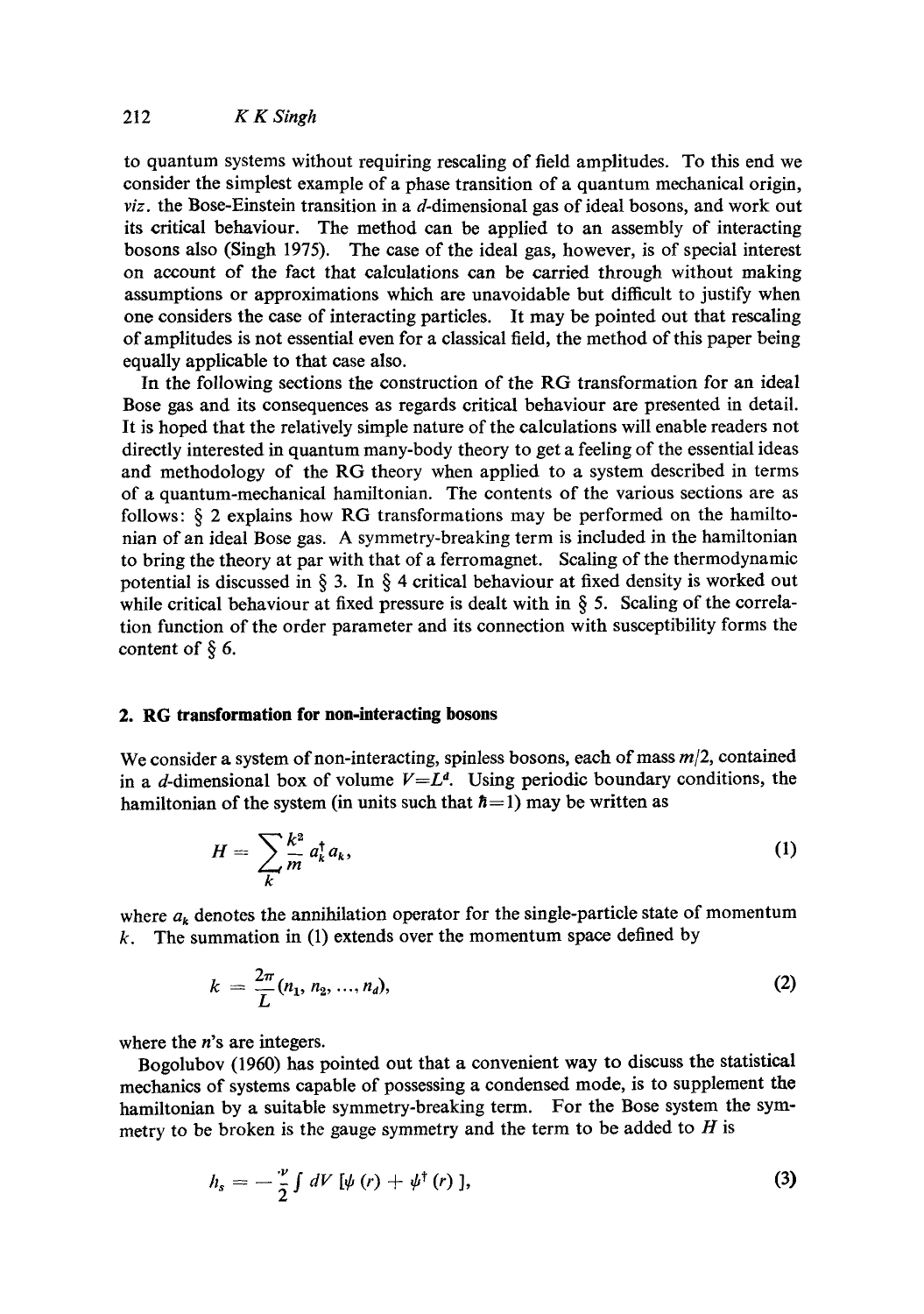to quantum systems without requiring rescaling of field amplitudes. To this end we consider the simplest example of a phase transition of a quantum mechanical origin, *viz*. the Bose-Einstein transition in a $d$-dimensional gas of ideal bosons, and work out its critical behaviour. The method can be applied to an assembly of interacting bosons also (Singh 1975). The case of the ideal gas, however, is of special interest on account of the fact that calculations can be carried through without making assumptions or approximations which are unavoidable but difficult to justify when one considers the case of interacting particles. It may be pointed out that rescaling of amplitudes is not essential even for a classical field, the method of this paper being equally applicable to that case also.

In the following sections the construction of the RG transformation for an ideal Bose gas and its consequences as regards critical behaviour are presented in detail. It is hoped that the relatively simple nature of the calculations will enable readers not directly interested in quantum many-body theory to get a feeling of the essential ideas and methodology of the RG theory when applied to a system described in terms of a quantum-mechanical hamiltonian. The contents of the various sections are as follows: § 2 explains how RG transformations may be performed on the hamiltonian of an ideal Bose gas. A symmetry-breaking term is included in the hamiltonian to bring the theory at par with that of a ferromagnet. Scaling of the thermodynamic potential is discussed in § 3. In § 4 critical behaviour at fixed density is worked out while critical behaviour at fixed pressure is dealt with in § 5. Scaling of the correlation function of the order parameter and its connection with susceptibility forms the content of § 6.

## 2. RG transformation for non-interacting bosons

We consider a system of non-interacting, spinless bosons, each of mass $m/2$, contained in a $d$-dimensional box of volume $V=L^d$. Using periodic boundary conditions, the hamiltonian of the system (in units such that $\hbar=1$) may be written as

$$H = \sum_k \frac{k^2}{m} a_k^\dagger a_k, \tag{1}$$

where $a_k$ denotes the annihilation operator for the single-particle state of momentum $k$. The summation in (1) extends over the momentum space defined by

$$k = \frac{2\pi}{L}(n_1, n_2, \ldots, n_d), \tag{2}$$

where the $n$'s are integers.

Bogolubov (1960) has pointed out that a convenient way to discuss the statistical mechanics of systems capable of possessing a condensed mode, is to supplement the hamiltonian by a suitable symmetry-breaking term. For the Bose system the symmetry to be broken is the gauge symmetry and the term to be added to $H$ is

$$h_s = -\frac{\nu}{2}\int dV\,[\psi(r) + \psi^\dagger(r)], \tag{3}$$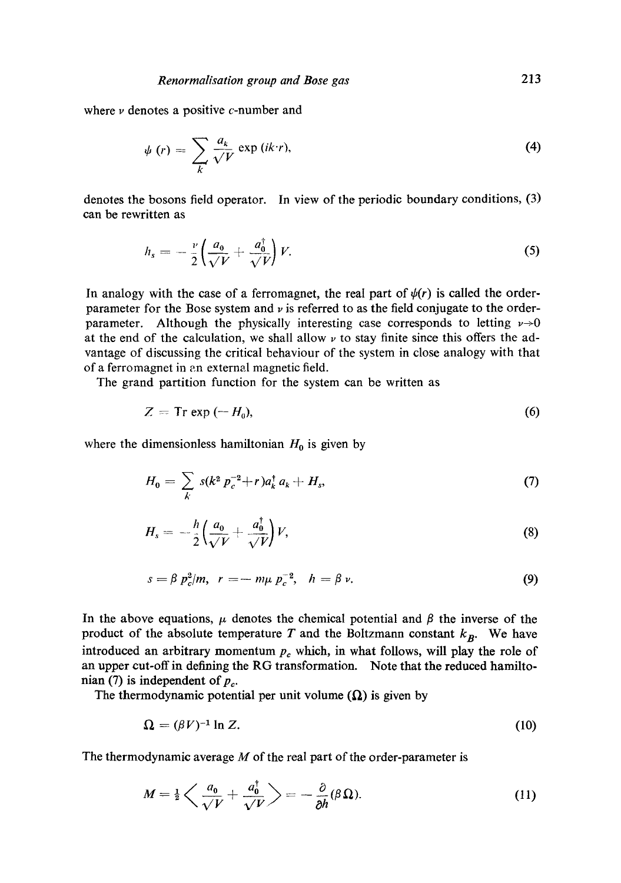where $\nu$ denotes a positive $c$-number and

$$\psi(r) = \sum_k \frac{a_k}{\sqrt{V}} \exp(ik \cdot r), \tag{4}$$

denotes the bosons field operator. In view of the periodic boundary conditions, (3) can be rewritten as

$$h_s = -\frac{\nu}{2}\left(\frac{a_0}{\sqrt{V}} + \frac{a_0^\dagger}{\sqrt{V}}\right) V. \tag{5}$$

In analogy with the case of a ferromagnet, the real part of $\psi(r)$ is called the order-parameter for the Bose system and $\nu$ is referred to as the field conjugate to the order-parameter. Although the physically interesting case corresponds to letting $\nu \to 0$ at the end of the calculation, we shall allow $\nu$ to stay finite since this offers the advantage of discussing the critical behaviour of the system in close analogy with that of a ferromagnet in an external magnetic field.

The grand partition function for the system can be written as

$$Z = \operatorname{Tr} \exp(-H_0), \tag{6}$$

where the dimensionless hamiltonian $H_0$ is given by

$$H_0 = \sum_k s(k^2 p_c^{-2} + r) a_k^\dagger a_k + H_s, \tag{7}$$

$$H_s = -\frac{h}{2}\left(\frac{a_0}{\sqrt{V}} + \frac{a_0^\dagger}{\sqrt{V}}\right) V, \tag{8}$$

$$s = \beta\, p_c^2/m, \quad r = -\, m\mu\, p_c^{-2}, \quad h = \beta\, \nu. \tag{9}$$

In the above equations, $\mu$ denotes the chemical potential and $\beta$ the inverse of the product of the absolute temperature $T$ and the Boltzmann constant $k_B$. We have introduced an arbitrary momentum $p_c$ which, in what follows, will play the role of an upper cut-off in defining the RG transformation. Note that the reduced hamiltonian (7) is independent of $p_c$.

The thermodynamic potential per unit volume ($\Omega$) is given by

$$\Omega = (\beta V)^{-1} \ln Z. \tag{10}$$

The thermodynamic average $M$ of the real part of the order-parameter is

$$M = \tfrac{1}{2}\left\langle \frac{a_0}{\sqrt{V}} + \frac{a_0^\dagger}{\sqrt{V}} \right\rangle = -\frac{\partial}{\partial h}(\beta\Omega). \tag{11}$$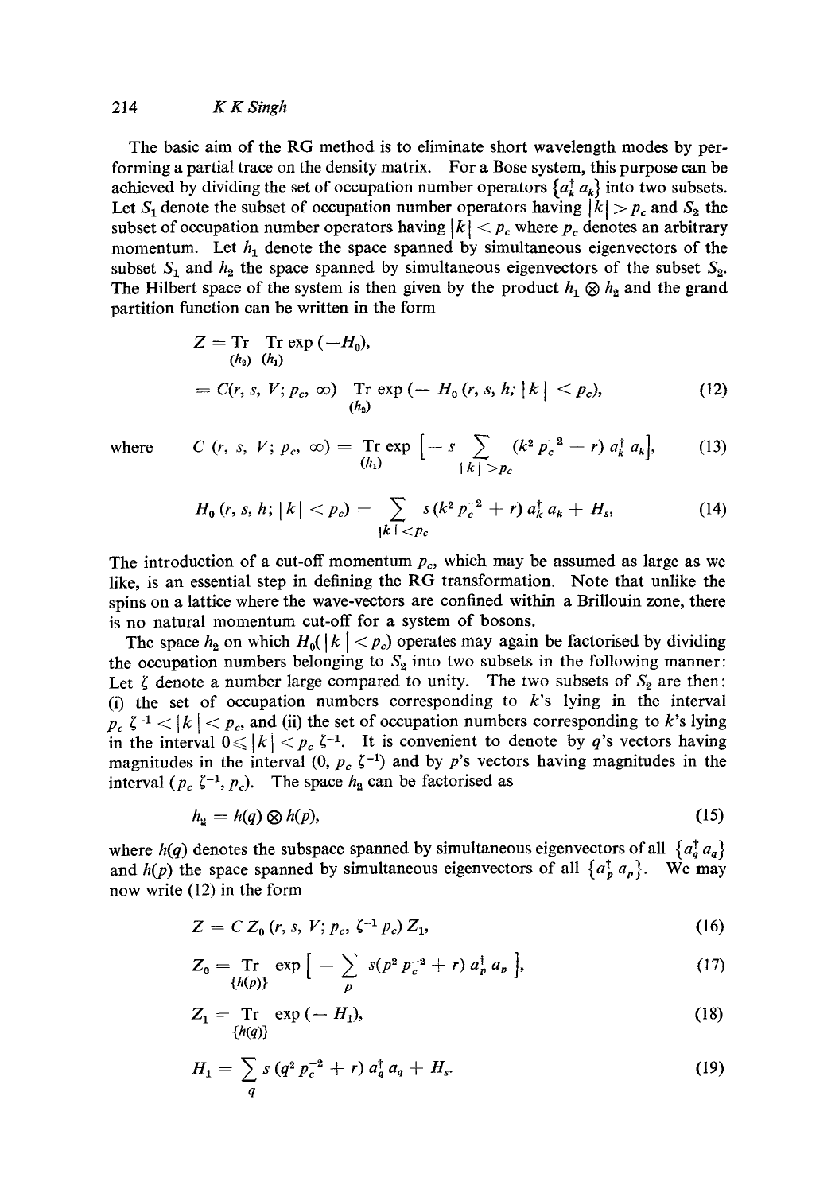The basic aim of the RG method is to eliminate short wavelength modes by performing a partial trace on the density matrix. For a Bose system, this purpose can be achieved by dividing the set of occupation number operators $\{a_k^\dagger a_k\}$ into two subsets. Let $S_1$ denote the subset of occupation number operators having $|k| > p_c$ and $S_2$ the subset of occupation number operators having $|k| < p_c$ where $p_c$ denotes an arbitrary momentum. Let $h_1$ denote the space spanned by simultaneous eigenvectors of the subset $S_1$ and $h_2$ the space spanned by simultaneous eigenvectors of the subset $S_2$. The Hilbert space of the system is then given by the product $h_1 \otimes h_2$ and the grand partition function can be written in the form

$$Z = \mathop{\mathrm{Tr}}_{(h_2)} \mathop{\mathrm{Tr}}_{(h_1)} \exp(-H_0),$$

$$= C(r, s, V; p_c, \infty) \mathop{\mathrm{Tr}}_{(h_2)} \exp(-H_0(r, s, h; |k| < p_c), \tag{12}$$

where $$C(r, s, V; p_c, \infty) = \mathop{\mathrm{Tr}}_{(h_1)} \exp\Big[-s \sum_{|k| > p_c} (k^2 p_c^{-2} + r)\, a_k^\dagger a_k\Big], \tag{13}$$

$$H_0(r, s, h; |k| < p_c) = \sum_{|k| < p_c} s(k^2 p_c^{-2} + r)\, a_k^\dagger a_k + H_s, \tag{14}$$

The introduction of a cut-off momentum $p_c$, which may be assumed as large as we like, is an essential step in defining the RG transformation. Note that unlike the spins on a lattice where the wave-vectors are confined within a Brillouin zone, there is no natural momentum cut-off for a system of bosons.

The space $h_2$ on which $H_0(|k| < p_c)$ operates may again be factorised by dividing the occupation numbers belonging to $S_2$ into two subsets in the following manner: Let $\zeta$ denote a number large compared to unity. The two subsets of $S_2$ are then: (i) the set of occupation numbers corresponding to $k$'s lying in the interval $p_c\, \zeta^{-1} < |k| < p_c$, and (ii) the set of occupation numbers corresponding to $k$'s lying in the interval $0 \leqslant |k| < p_c\, \zeta^{-1}$. It is convenient to denote by $q$'s vectors having magnitudes in the interval $(0, p_c\, \zeta^{-1})$ and by $p$'s vectors having magnitudes in the interval $(p_c\, \zeta^{-1}, p_c)$. The space $h_2$ can be factorised as

$$h_2 = h(q) \otimes h(p), \tag{15}$$

where $h(q)$ denotes the subspace spanned by simultaneous eigenvectors of all $\{a_q^\dagger a_q\}$ and $h(p)$ the space spanned by simultaneous eigenvectors of all $\{a_p^\dagger a_p\}$. We may now write (12) in the form

$$Z = C\, Z_0(r, s, V; p_c, \zeta^{-1} p_c)\, Z_1, \tag{16}$$

$$Z_0 = \mathop{\mathrm{Tr}}_{\{h(p)\}} \exp\Big[-\sum_p s(p^2 p_c^{-2} + r)\, a_p^\dagger a_p\Big], \tag{17}$$

$$Z_1 = \mathop{\mathrm{Tr}}_{\{h(q)\}} \exp(-H_1), \tag{18}$$

$$H_1 = \sum_q s(q^2 p_c^{-2} + r)\, a_q^\dagger a_q + H_s. \tag{19}$$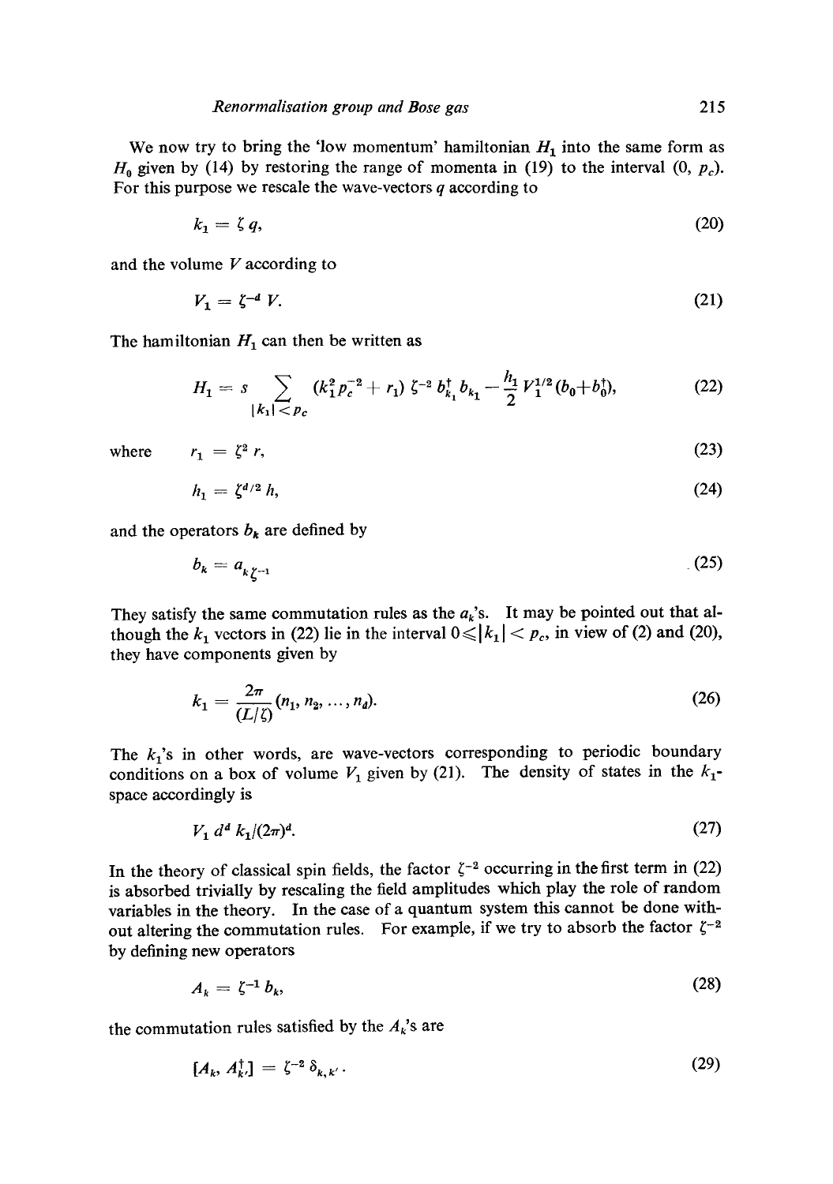We now try to bring the 'low momentum' hamiltonian $H_1$ into the same form as $H_0$ given by (14) by restoring the range of momenta in (19) to the interval $(0, p_c)$. For this purpose we rescale the wave-vectors $q$ according to

$$k_1 = \zeta q, \tag{20}$$

and the volume $V$ according to

$$V_1 = \zeta^{-d} V. \tag{21}$$

The hamiltonian $H_1$ can then be written as

$$H_1 = s \sum_{|k_1|<p_c} (k_1^2 p_c^{-2} + r_1)\, \zeta^{-2}\, b_{k_1}^\dagger b_{k_1} - \frac{h_1}{2} V_1^{1/2} (b_0 + b_0^\dagger), \tag{22}$$

where
$$r_1 = \zeta^2 r, \tag{23}$$

$$h_1 = \zeta^{d/2} h, \tag{24}$$

and the operators $b_k$ are defined by

$$b_k = a_{k\zeta^{-1}} \tag{25}$$

They satisfy the same commutation rules as the $a_k$'s. It may be pointed out that although the $k_1$ vectors in (22) lie in the interval $0 \leqslant |k_1| < p_c$, in view of (2) and (20), they have components given by

$$k_1 = \frac{2\pi}{(L/\zeta)} (n_1, n_2, \ldots, n_d). \tag{26}$$

The $k_1$'s in other words, are wave-vectors corresponding to periodic boundary conditions on a box of volume $V_1$ given by (21). The density of states in the $k_1$-space accordingly is

$$V_1\, d^d k_1 / (2\pi)^d. \tag{27}$$

In the theory of classical spin fields, the factor $\zeta^{-2}$ occurring in the first term in (22) is absorbed trivially by rescaling the field amplitudes which play the role of random variables in the theory. In the case of a quantum system this cannot be done without altering the commutation rules. For example, if we try to absorb the factor $\zeta^{-2}$ by defining new operators

$$A_k = \zeta^{-1} b_k, \tag{28}$$

the commutation rules satisfied by the $A_k$'s are

$$[A_k, A_{k'}^\dagger] = \zeta^{-2}\, \delta_{k,k'}\,. \tag{29}$$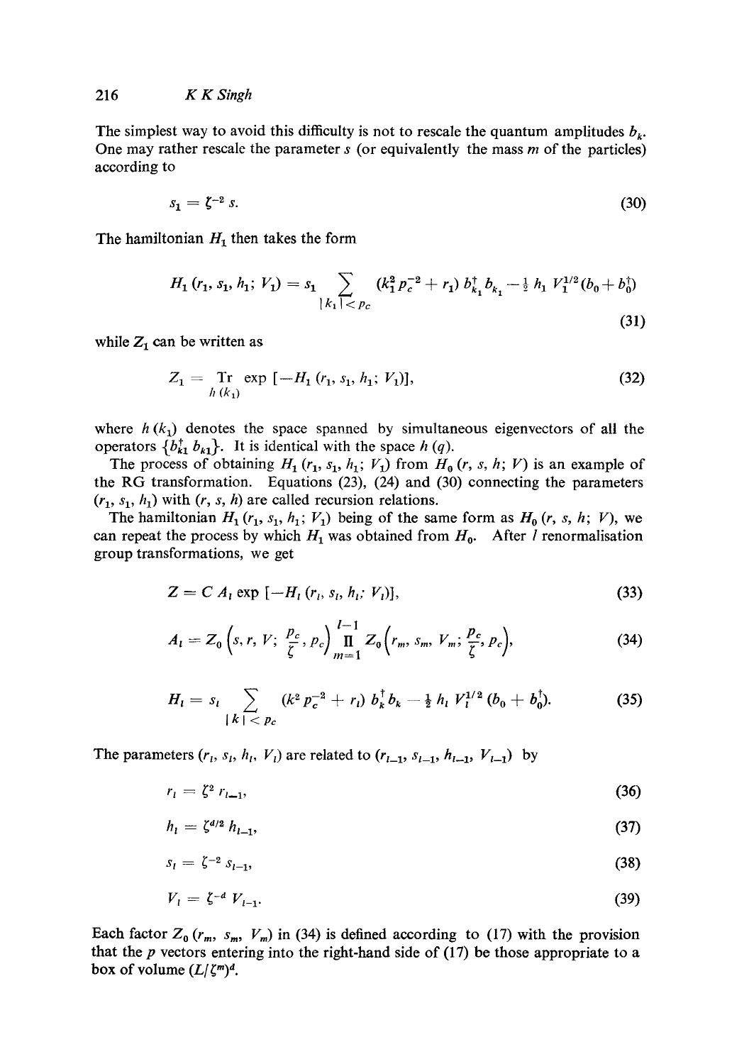The simplest way to avoid this difficulty is not to rescale the quantum amplitudes $b_k$. One may rather rescale the parameter $s$ (or equivalently the mass $m$ of the particles) according to

$$s_1 = \zeta^{-2} s. \tag{30}$$

The hamiltonian $H_1$ then takes the form

$$H_1(r_1, s_1, h_1; V_1) = s_1 \sum_{|k_1| < p_c} (k_1^2 p_c^{-2} + r_1) b_{k_1}^{\dagger} b_{k_1} - \tfrac{1}{2} h_1 V_1^{1/2} (b_0 + b_0^{\dagger}) \tag{31}$$

while $Z_1$ can be written as

$$Z_1 = \operatorname*{Tr}_{h(k_1)} \exp\left[-H_1(r_1, s_1, h_1; V_1)\right], \tag{32}$$

where $h(k_1)$ denotes the space spanned by simultaneous eigenvectors of all the operators $\{b_{k1}^{\dagger} b_{k1}\}$. It is identical with the space $h(q)$.

The process of obtaining $H_1(r_1, s_1, h_1; V_1)$ from $H_0(r, s, h; V)$ is an example of the RG transformation. Equations (23), (24) and (30) connecting the parameters $(r_1, s_1, h_1)$ with $(r, s, h)$ are called recursion relations.

The hamiltonian $H_1(r_1, s_1, h_1; V_1)$ being of the same form as $H_0(r, s, h; V)$, we can repeat the process by which $H_1$ was obtained from $H_0$. After $l$ renormalisation group transformations, we get

$$Z = C A_l \exp\left[-H_l(r_l, s_l, h_l; V_l)\right], \tag{33}$$

$$A_l = Z_0\left(s, r, V; \frac{p_c}{\zeta}, p_c\right) \prod_{m=1}^{l-1} Z_0\left(r_m, s_m, V_m; \frac{p_c}{\zeta}, p_c\right), \tag{34}$$

$$H_l = s_l \sum_{|k| < p_c} (k^2 p_c^{-2} + r_l) b_k^{\dagger} b_k - \tfrac{1}{2} h_l V_l^{1/2} (b_0 + b_0^{\dagger}). \tag{35}$$

The parameters $(r_l, s_l, h_l, V_l)$ are related to $(r_{l-1}, s_{l-1}, h_{l-1}, V_{l-1})$ by

$$r_l = \zeta^2 r_{l-1}, \tag{36}$$

$$h_l = \zeta^{d/2} h_{l-1}, \tag{37}$$

$$s_l = \zeta^{-2} s_{l-1}, \tag{38}$$

$$V_l = \zeta^{-d} V_{l-1}. \tag{39}$$

Each factor $Z_0(r_m, s_m, V_m)$ in (34) is defined according to (17) with the provision that the $p$ vectors entering into the right-hand side of (17) be those appropriate to a box of volume $(L/\zeta^m)^d$.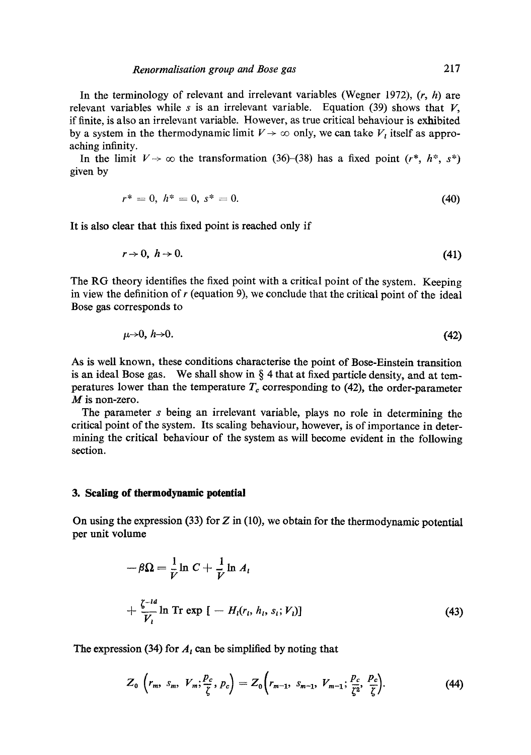In the terminology of relevant and irrelevant variables (Wegner 1972), $(r, h)$ are relevant variables while $s$ is an irrelevant variable. Equation (39) shows that $V$, if finite, is also an irrelevant variable. However, as true critical behaviour is exhibited by a system in the thermodynamic limit $V \to \infty$ only, we can take $V_l$ itself as approaching infinity.

In the limit $V \to \infty$ the transformation (36)–(38) has a fixed point $(r^*, h^*, s^*)$ given by

$$r^* = 0, \; h^* = 0, \; s^* = 0. \tag{40}$$

It is also clear that this fixed point is reached only if

$$r \to 0, \; h \to 0. \tag{41}$$

The RG theory identifies the fixed point with a critical point of the system. Keeping in view the definition of $r$ (equation 9), we conclude that the critical point of the ideal Bose gas corresponds to

$$\mu \to 0, \; h \to 0. \tag{42}$$

As is well known, these conditions characterise the point of Bose-Einstein transition is an ideal Bose gas. We shall show in § 4 that at fixed particle density, and at temperatures lower than the temperature $T_c$ corresponding to (42), the order-parameter $M$ is non-zero.

The parameter $s$ being an irrelevant variable, plays no role in determining the critical point of the system. Its scaling behaviour, however, is of importance in determining the critical behaviour of the system as will become evident in the following section.

## 3. Scaling of thermodynamic potential

On using the expression (33) for $Z$ in (10), we obtain for the thermodynamic potential per unit volume

$$-\beta\Omega = \frac{1}{V} \ln C + \frac{1}{V} \ln A_l + \frac{\zeta^{-ld}}{V_l} \ln \operatorname{Tr} \exp\left[-H_l(r_l, h_l, s_l; V_l)\right] \tag{43}$$

The expression (34) for $A_l$ can be simplified by noting that

$$Z_0\left(r_m, s_m, V_m; \frac{p_c}{\zeta}, p_c\right) = Z_0\left(r_{m-1}, s_{m-1}, V_{m-1}; \frac{p_c}{\zeta^2}, \frac{p_c}{\zeta}\right). \tag{44}$$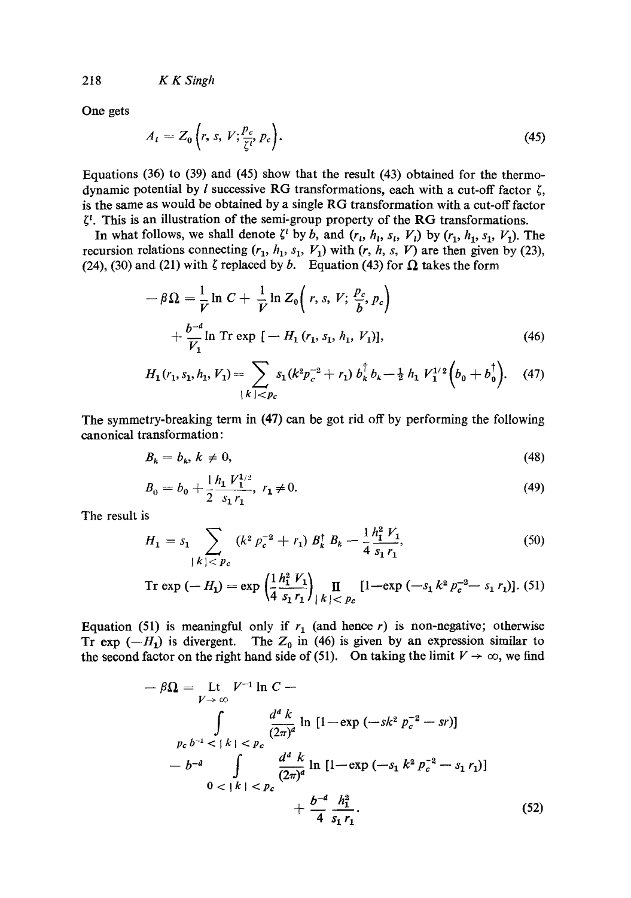One gets

$$A_l = Z_0\left(r, s, V; \frac{p_c}{\zeta^l}, p_c\right). \tag{45}$$

Equations (36) to (39) and (45) show that the result (43) obtained for the thermodynamic potential by $l$ successive RG transformations, each with a cut-off factor $\zeta$, is the same as would be obtained by a single RG transformation with a cut-off factor $\zeta^l$. This is an illustration of the semi-group property of the RG transformations.

In what follows, we shall denote $\zeta^l$ by $b$, and $(r_l, h_l, s_l, V_l)$ by $(r_1, h_1, s_1, V_1)$. The recursion relations connecting $(r_1, h_1, s_1, V_1)$ with $(r, h, s, V)$ are then given by (23), (24), (30) and (21) with $\zeta$ replaced by $b$. Equation (43) for $\Omega$ takes the form

$$-\beta\Omega = \frac{1}{V}\ln C + \frac{1}{V}\ln Z_0\left(r, s, V; \frac{p_c}{b}, p_c\right) + \frac{b^{-d}}{V_1}\ln \operatorname{Tr}\exp\left[-H_1(r_1, s_1, h_1, V_1)\right], \tag{46}$$

$$H_1(r_1, s_1, h_1, V_1) = \sum_{|k|<p_c} s_1(k^2 p_c^{-2} + r_1)\, b_k^\dagger b_k - \tfrac{1}{2} h_1 V_1^{1/2}\left(b_0 + b_0^\dagger\right). \tag{47}$$

The symmetry-breaking term in (47) can be got rid off by performing the following canonical transformation:

$$B_k = b_k,\ k \neq 0, \tag{48}$$

$$B_0 = b_0 + \frac{1}{2}\frac{h_1 V_1^{1/2}}{s_1 r_1},\ r_1 \neq 0. \tag{49}$$

The result is

$$H_1 = s_1 \sum_{|k|<p_c} (k^2 p_c^{-2} + r_1)\, B_k^\dagger B_k - \frac{1}{4}\frac{h_1^2 V_1}{s_1 r_1}, \tag{50}$$

$$\operatorname{Tr}\exp(-H_1) = \exp\left(\frac{1}{4}\frac{h_1^2 V_1}{s_1 r_1}\right) \prod_{|k|<p_c} \left[1 - \exp(-s_1 k^2 p_c^{-2} - s_1 r_1)\right]. \tag{51}$$

Equation (51) is meaningful only if $r_1$ (and hence $r$) is non-negative; otherwise $\operatorname{Tr}\exp(-H_1)$ is divergent. The $Z_0$ in (46) is given by an expression similar to the second factor on the right hand side of (51). On taking the limit $V \to \infty$, we find

$$-\beta\Omega = \operatorname*{Lt}_{V\to\infty} V^{-1}\ln C - \int_{p_c b^{-1} < |k| < p_c} \frac{d^d k}{(2\pi)^d} \ln\left[1 - \exp(-s k^2 p_c^{-2} - s r)\right] - b^{-d} \int_{0<|k|<p_c} \frac{d^d k}{(2\pi)^d} \ln\left[1 - \exp(-s_1 k^2 p_c^{-2} - s_1 r_1)\right] + \frac{b^{-d}}{4}\frac{h_1^2}{s_1 r_1}. \tag{52}$$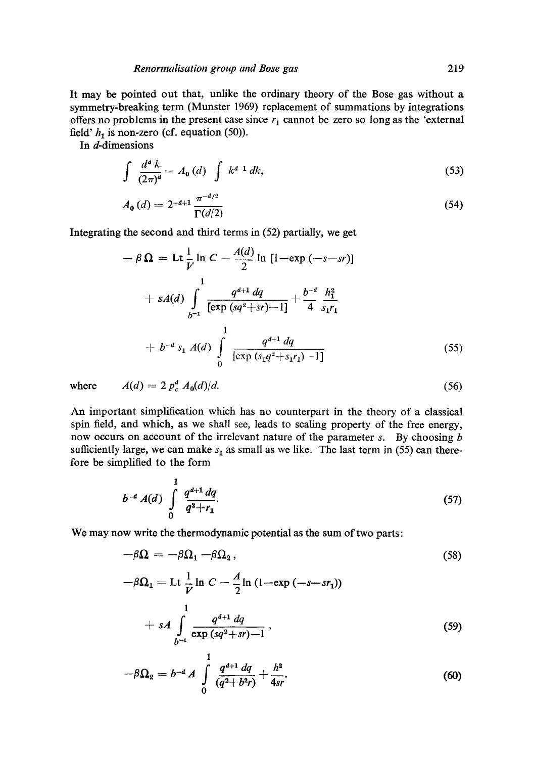It may be pointed out that, unlike the ordinary theory of the Bose gas without a symmetry-breaking term (Munster 1969) replacement of summations by integrations offers no problems in the present case since $r_1$ cannot be zero so long as the 'external field' $h_1$ is non-zero (cf. equation (50)).

In $d$-dimensions

$$\int \frac{d^d k}{(2\pi)^d} = A_0(d) \int k^{d-1} dk, \tag{53}$$

$$A_0(d) = 2^{-d+1} \frac{\pi^{-d/2}}{\Gamma(d/2)} \tag{54}$$

Integrating the second and third terms in (52) partially, we get

$$-\beta\Omega = \text{Lt}\, \frac{1}{V} \ln C - \frac{A(d)}{2} \ln [1 - \exp(-s - sr)]$$

$$+ sA(d) \int_{b^{-1}}^{1} \frac{q^{d+1}\, dq}{[\exp(sq^2 + sr) - 1]} + \frac{b^{-d}}{4} \frac{h_1^2}{s_1 r_1}$$

$$+ b^{-d} s_1 A(d) \int_0^1 \frac{q^{d+1}\, dq}{[\exp(s_1 q^2 + s_1 r_1) - 1]} \tag{55}$$

where $\quad A(d) = 2\, p_c^d\, A_0(d)/d. \tag{56}$

An important simplification which has no counterpart in the theory of a classical spin field, and which, as we shall see, leads to scaling property of the free energy, now occurs on account of the irrelevant nature of the parameter $s$. By choosing $b$ sufficiently large, we can make $s_1$ as small as we like. The last term in (55) can therefore be simplified to the form

$$b^{-d} A(d) \int_0^1 \frac{q^{d+1}\, dq}{q^2 + r_1}. \tag{57}$$

We may now write the thermodynamic potential as the sum of two parts:

$$-\beta\Omega = -\beta\Omega_1 - \beta\Omega_2, \tag{58}$$

$$-\beta\Omega_1 = \text{Lt}\, \frac{1}{V} \ln C - \frac{A}{2} \ln(1 - \exp(-s - sr_1))$$

$$+ sA \int_{b^{-1}}^{1} \frac{q^{d+1}\, dq}{\exp(sq^2 + sr) - 1}, \tag{59}$$

$$-\beta\Omega_2 = b^{-d} A \int_0^1 \frac{q^{d+1}\, dq}{(q^2 + b^2 r)} + \frac{h^2}{4sr}. \tag{60}$$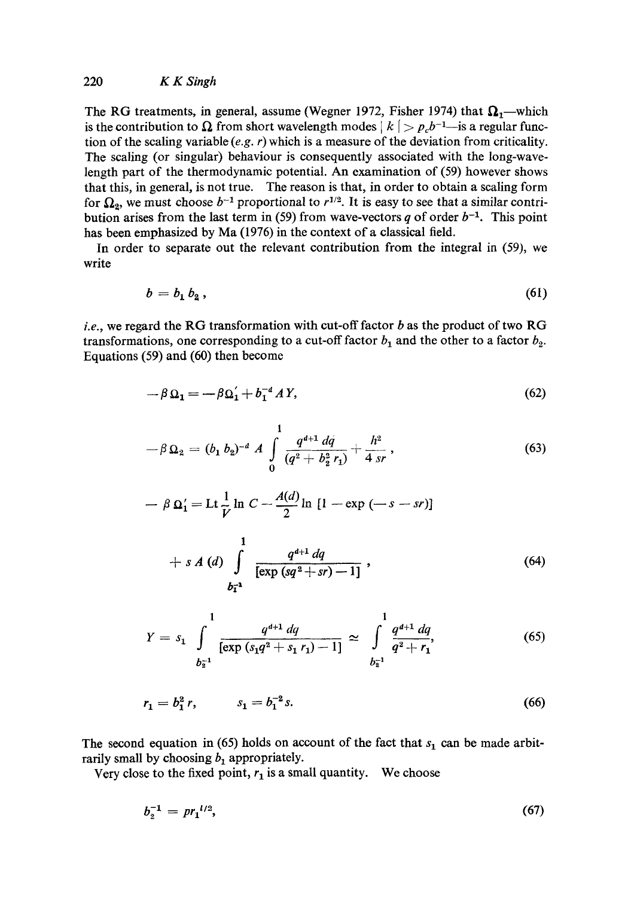The RG treatments, in general, assume (Wegner 1972, Fisher 1974) that $\Omega_1$—which is the contribution to $\Omega$ from short wavelength modes $|k| > p_c b^{-1}$—is a regular function of the scaling variable (*e.g.* $r$) which is a measure of the deviation from criticality. The scaling (or singular) behaviour is consequently associated with the long-wavelength part of the thermodynamic potential. An examination of (59) however shows that this, in general, is not true. The reason is that, in order to obtain a scaling form for $\Omega_2$, we must choose $b^{-1}$ proportional to $r^{1/2}$. It is easy to see that a similar contribution arises from the last term in (59) from wave-vectors $q$ of order $b^{-1}$. This point has been emphasized by Ma (1976) in the context of a classical field.

In order to separate out the relevant contribution from the integral in (59), we write

$$b = b_1 b_2, \tag{61}$$

*i.e.*, we regard the RG transformation with cut-off factor $b$ as the product of two RG transformations, one corresponding to a cut-off factor $b_1$ and the other to a factor $b_2$. Equations (59) and (60) then become

$$-\beta\Omega_1 = -\beta\Omega_1' + b_1^{-d} A Y, \tag{62}$$

$$-\beta\Omega_2 = (b_1 b_2)^{-d} A \int_0^1 \frac{q^{d+1}\, dq}{(q^2 + b_2^2 r_1)} + \frac{h^2}{4\, sr}, \tag{63}$$

$$-\beta\Omega_1' = \mathrm{Lt}\,\frac{1}{V}\ln C - \frac{A(d)}{2}\ln\left[1 - \exp(-s - sr)\right]$$

$$+ s A(d) \int_{b_1^{-1}}^{1} \frac{q^{d+1}\, dq}{[\exp(sq^2 + sr) - 1]}, \tag{64}$$

$$Y = s_1 \int_{b_2^{-1}}^{1} \frac{q^{d+1}\, dq}{[\exp(s_1 q^2 + s_1 r_1) - 1]} \simeq \int_{b_2^{-1}}^{1} \frac{q^{d+1}\, dq}{q^2 + r_1}, \tag{65}$$

$$r_1 = b_1^2 r, \qquad s_1 = b_1^{-2} s. \tag{66}$$

The second equation in (65) holds on account of the fact that $s_1$ can be made arbitrarily small by choosing $b_1$ appropriately.

Very close to the fixed point, $r_1$ is a small quantity. We choose

$$b_2^{-1} = p r_1^{1/2}, \tag{67}$$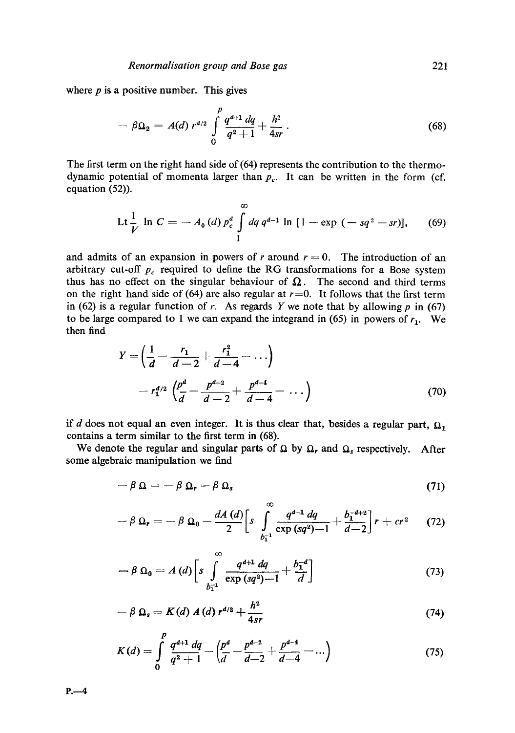where $p$ is a positive number. This gives

$$- \beta\Omega_2 = A(d)\, r^{d/2} \int_0^p \frac{q^{d+1}\,dq}{q^2+1} + \frac{h^2}{4sr}. \tag{68}$$

The first term on the right hand side of (64) represents the contribution to the thermodynamic potential of momenta larger than $p_c$. It can be written in the form (cf. equation (52)).

$$\mathrm{Lt}\, \frac{1}{V} \ln C = - A_0(d)\, p_c^d \int_1^\infty dq\, q^{d-1} \ln\left[1 - \exp\left(- sq^2 - sr\right)\right], \tag{69}$$

and admits of an expansion in powers of $r$ around $r = 0$. The introduction of an arbitrary cut-off $p_c$ required to define the RG transformations for a Bose system thus has no effect on the singular behaviour of $\Omega$. The second and third terms on the right hand side of (64) are also regular at $r=0$. It follows that the first term in (62) is a regular function of $r$. As regards $Y$ we note that by allowing $p$ in (67) to be large compared to 1 we can expand the integrand in (65) in powers of $r_1$. We then find

$$Y = \left(\frac{1}{d} - \frac{r_1}{d-2} + \frac{r_1^2}{d-4} - \ldots\right) - r_1^{d/2}\left(\frac{p^d}{d} - \frac{p^{d-2}}{d-2} + \frac{p^{d-4}}{d-4} - \ldots\right) \tag{70}$$

if $d$ does not equal an even integer. It is thus clear that, besides a regular part, $\Omega_1$ contains a term similar to the first term in (68).

We denote the regular and singular parts of $\Omega$ by $\Omega_r$ and $\Omega_s$ respectively. After some algebraic manipulation we find

$$- \beta\,\Omega = - \beta\,\Omega_r - \beta\,\Omega_s \tag{71}$$

$$- \beta\,\Omega_r = - \beta\,\Omega_0 - \frac{dA(d)}{2}\left[s \int_{b_1^{-1}}^\infty \frac{q^{d-1}\,dq}{\exp(sq^2)-1} + \frac{b_1^{-d+2}}{d-2}\right] r + cr^2 \tag{72}$$

$$- \beta\,\Omega_0 = A(d)\left[s \int_{b_1^{-1}}^\infty \frac{q^{d+1}\,dq}{\exp(sq^2)-1} + \frac{b_1^{-d}}{d}\right] \tag{73}$$

$$- \beta\,\Omega_s = K(d)\, A(d)\, r^{d/2} + \frac{h^2}{4sr} \tag{74}$$

$$K(d) = \int_0^p \frac{q^{d+1}\,dq}{q^2+1} - \left(\frac{p^d}{d} - \frac{p^{d-2}}{d-2} + \frac{p^{d-4}}{d-4} - \ldots\right) \tag{75}$$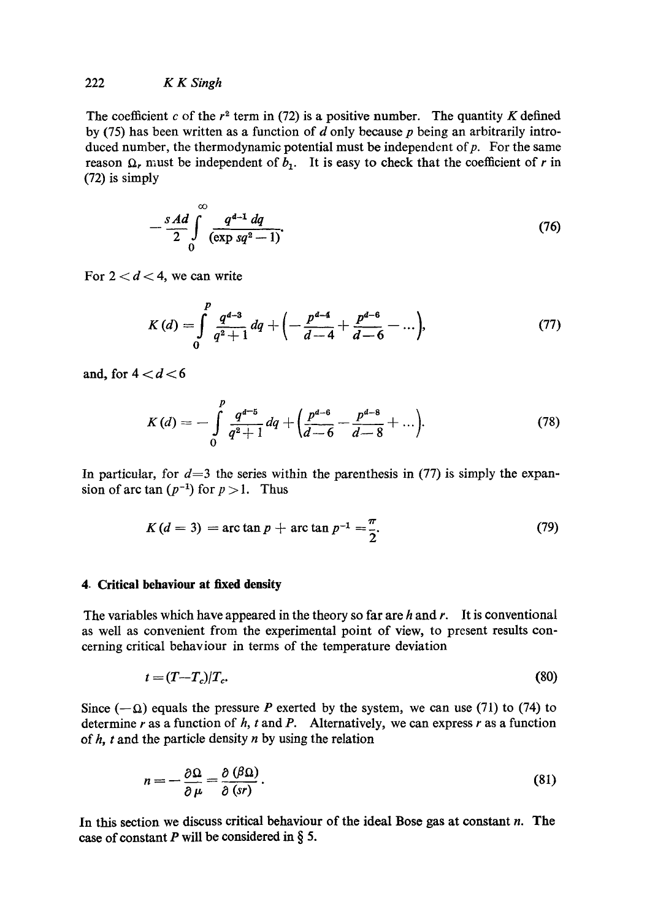The coefficient $c$ of the $r^2$ term in (72) is a positive number. The quantity $K$ defined by (75) has been written as a function of $d$ only because $p$ being an arbitrarily introduced number, the thermodynamic potential must be independent of $p$. For the same reason $\Omega_r$ must be independent of $b_1$. It is easy to check that the coefficient of $r$ in (72) is simply

$$-\frac{sAd}{2}\int_0^\infty \frac{q^{d-1}\,dq}{(\exp sq^2-1)}. \tag{76}$$

For $2<d<4$, we can write

$$K(d)=\int_0^p \frac{q^{d-3}}{q^2+1}\,dq+\left(-\frac{p^{d-4}}{d-4}+\frac{p^{d-6}}{d-6}-\dots\right), \tag{77}$$

and, for $4<d<6$

$$K(d)=-\int_0^p \frac{q^{d-5}}{q^2+1}\,dq+\left(\frac{p^{d-6}}{d-6}-\frac{p^{d-8}}{d-8}+\dots\right). \tag{78}$$

In particular, for $d=3$ the series within the parenthesis in (77) is simply the expansion of arc tan $(p^{-1})$ for $p>1$. Thus

$$K(d=3)=\arctan p+\arctan p^{-1}=\frac{\pi}{2}. \tag{79}$$

## 4. Critical behaviour at fixed density

The variables which have appeared in the theory so far are $h$ and $r$. It is conventional as well as convenient from the experimental point of view, to present results concerning critical behaviour in terms of the temperature deviation

$$t=(T-T_c)/T_c. \tag{80}$$

Since $(-\Omega)$ equals the pressure $P$ exerted by the system, we can use (71) to (74) to determine $r$ as a function of $h$, $t$ and $P$. Alternatively, we can express $r$ as a function of $h$, $t$ and the particle density $n$ by using the relation

$$n=-\frac{\partial\Omega}{\partial\mu}=\frac{\partial(\beta\Omega)}{\partial(sr)}. \tag{81}$$

In this section we discuss critical behaviour of the ideal Bose gas at constant $n$. The case of constant $P$ will be considered in § 5.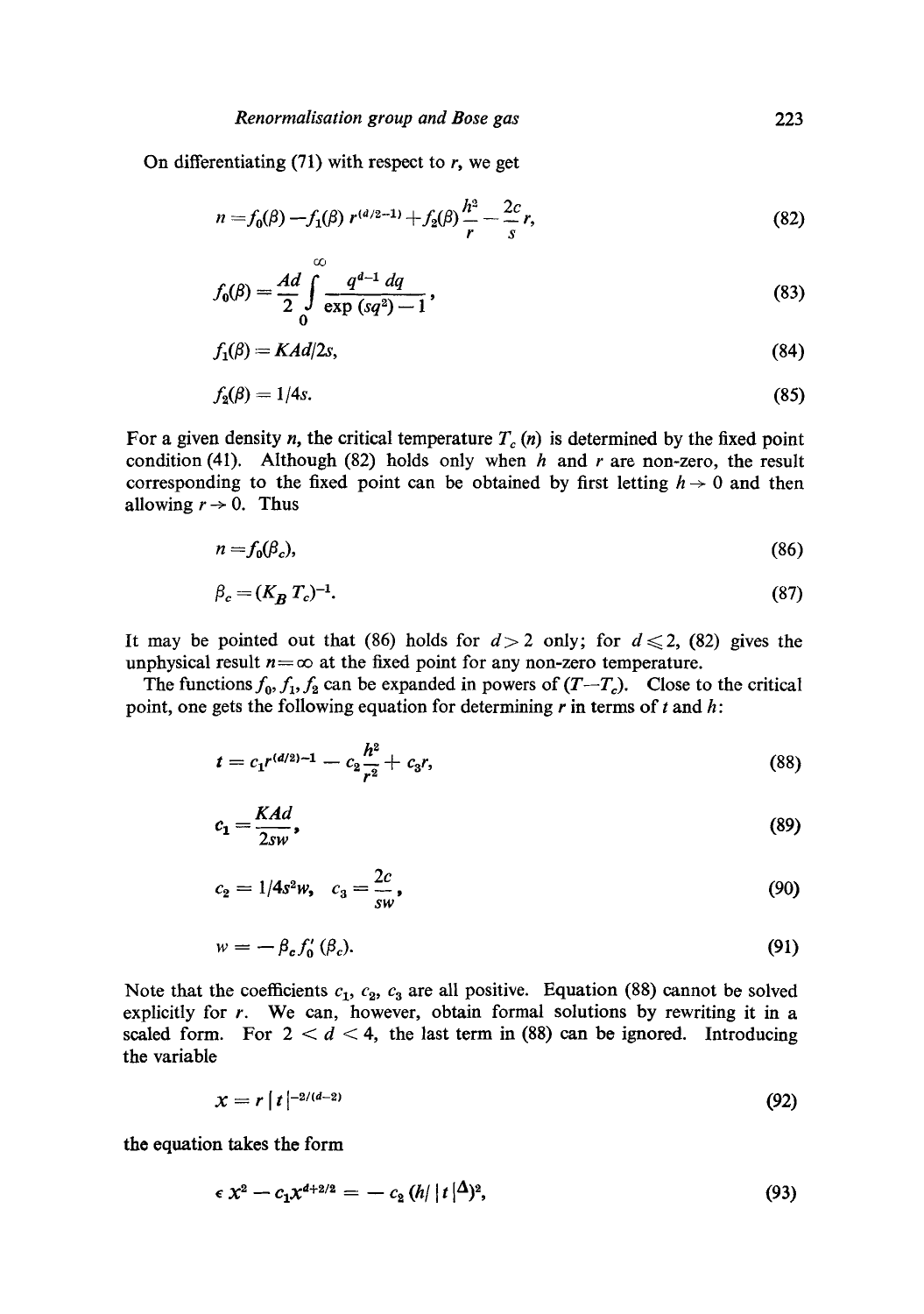On differentiating (71) with respect to $r$, we get

$$n = f_0(\beta) - f_1(\beta)\, r^{(d/2-1)} + f_2(\beta)\frac{h^2}{r} - \frac{2c}{s} r, \tag{82}$$

$$f_0(\beta) = \frac{Ad}{2}\int_0^\infty \frac{q^{d-1}\, dq}{\exp(sq^2) - 1}, \tag{83}$$

$$f_1(\beta) = KAd/2s, \tag{84}$$

$$f_2(\beta) = 1/4s. \tag{85}$$

For a given density $n$, the critical temperature $T_c\,(n)$ is determined by the fixed point condition (41). Although (82) holds only when $h$ and $r$ are non-zero, the result corresponding to the fixed point can be obtained by first letting $h \to 0$ and then allowing $r \to 0$. Thus

$$n = f_0(\beta_c), \tag{86}$$

$$\beta_c = (K_B\, T_c)^{-1}. \tag{87}$$

It may be pointed out that (86) holds for $d > 2$ only; for $d \leqslant 2$, (82) gives the unphysical result $n = \infty$ at the fixed point for any non-zero temperature.

The functions $f_0, f_1, f_2$ can be expanded in powers of $(T - T_c)$. Close to the critical point, one gets the following equation for determining $r$ in terms of $t$ and $h$:

$$t = c_1 r^{(d/2)-1} - c_2 \frac{h^2}{r^2} + c_3 r, \tag{88}$$

$$c_1 = \frac{KAd}{2sw}, \tag{89}$$

$$c_2 = 1/4s^2 w, \quad c_3 = \frac{2c}{sw}, \tag{90}$$

$$w = -\beta_c f_0'\,(\beta_c). \tag{91}$$

Note that the coefficients $c_1$, $c_2$, $c_3$ are all positive. Equation (88) cannot be solved explicitly for $r$. We can, however, obtain formal solutions by rewriting it in a scaled form. For $2 < d < 4$, the last term in (88) can be ignored. Introducing the variable

$$x = r\,|t|^{-2/(d-2)} \tag{92}$$

the equation takes the form

$$\epsilon\, x^2 - c_1 x^{d+2/2} = -\, c_2\,(h/\,|t|^{\Delta})^2, \tag{93}$$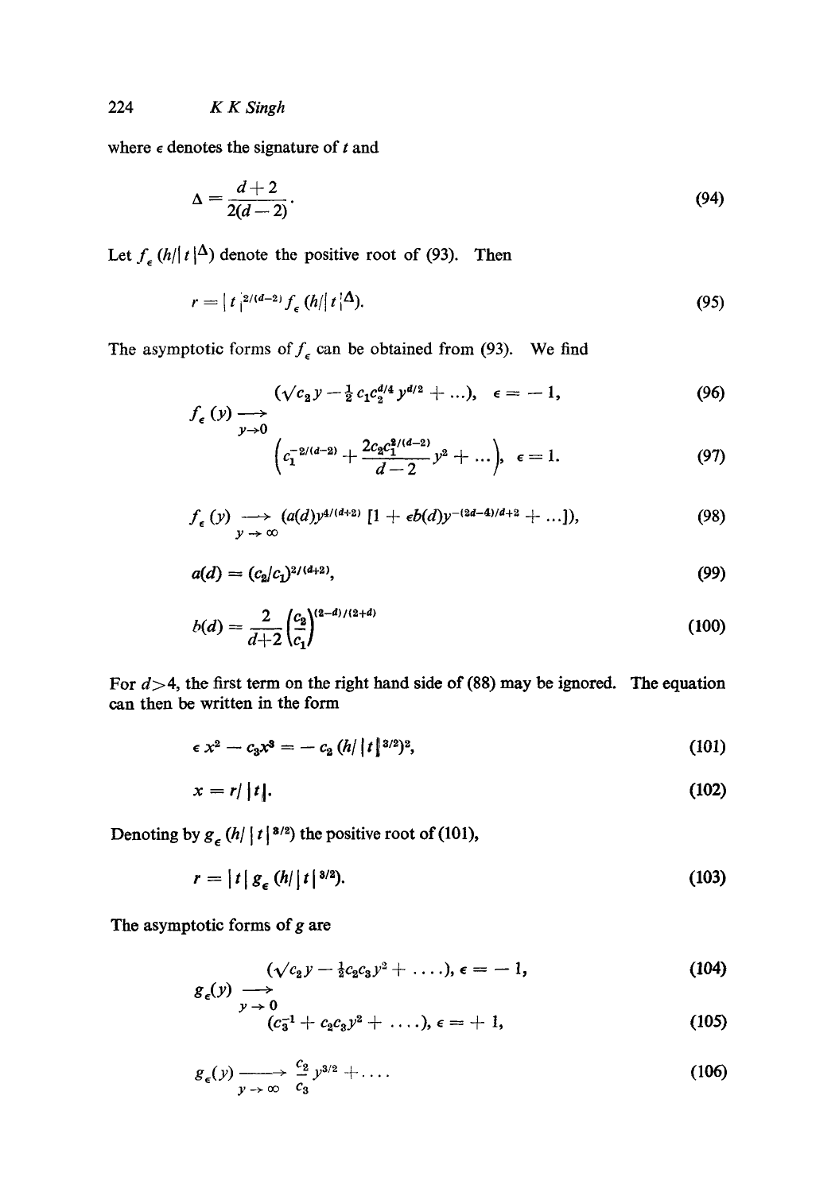where $\epsilon$ denotes the signature of $t$ and

$$\Delta = \frac{d+2}{2(d-2)}. \tag{94}$$

Let $f_\epsilon(h/|t|^\Delta)$ denote the positive root of (93). Then

$$r = |t|^{2/(d-2)} f_\epsilon (h/|t|^\Delta). \tag{95}$$

The asymptotic forms of $f_\epsilon$ can be obtained from (93). We find

$$f_\epsilon(y) \underset{y \to 0}{\longrightarrow} \begin{cases} (\sqrt{c_2}\, y - \tfrac{1}{2} c_1 c_2^{d/4} y^{d/2} + \ldots), & \epsilon = -1, \quad (96) \\[2ex] \left( c_1^{-2/(d-2)} + \dfrac{2 c_2 c_1^{2/(d-2)}}{d-2} y^2 + \ldots \right), & \epsilon = 1. \quad (97) \end{cases}$$

$$f_\epsilon(y) \underset{y \to \infty}{\longrightarrow} (a(d) y^{4/(d+2)} [1 + \epsilon b(d) y^{-(2d-4)/d+2} + \ldots]), \tag{98}$$

$$a(d) = (c_2/c_1)^{2/(d+2)}, \tag{99}$$

$$b(d) = \frac{2}{d+2}\left(\frac{c_2}{c_1}\right)^{(2-d)/(2+d)} \tag{100}$$

For $d > 4$, the first term on the right hand side of (88) may be ignored. The equation can then be written in the form

$$\epsilon\, x^2 - c_3 x^3 = -\, c_2 (h/|t|^{3/2})^2, \tag{101}$$

$$x = r/|t|. \tag{102}$$

Denoting by $g_\epsilon(h/|t|^{3/2})$ the positive root of (101),

$$r = |t|\, g_\epsilon (h/|t|^{3/2}). \tag{103}$$

The asymptotic forms of $g$ are

$$g_\epsilon(y) \underset{y \to 0}{\longrightarrow} \begin{cases} (\sqrt{c_2}\, y - \tfrac{1}{2} c_2 c_3 y^2 + \ldots), & \epsilon = -1, \quad (104) \\[2ex] (c_3^{-1} + c_2 c_3 y^2 + \ldots), & \epsilon = +1, \quad (105) \end{cases}$$

$$g_\epsilon(y) \underset{y \to \infty}{\longrightarrow} \frac{c_2}{c_3} y^{3/2} + \ldots \tag{106}$$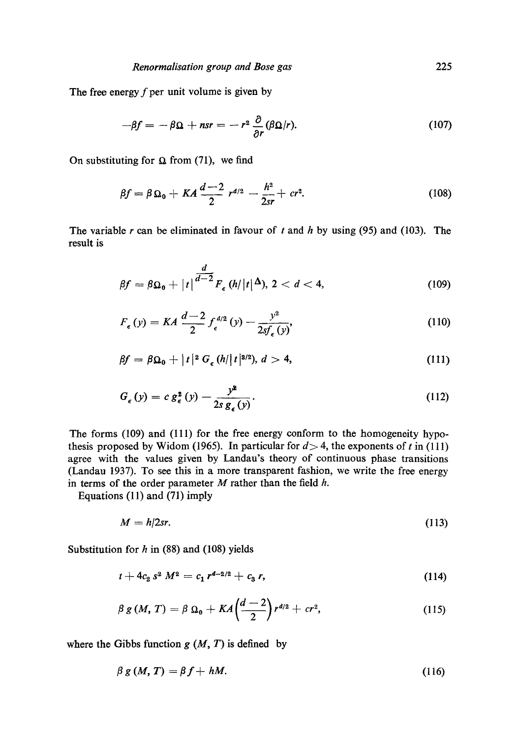The free energy $f$ per unit volume is given by

$$-\beta f = -\beta\Omega + nsr = -r^2 \frac{\partial}{\partial r}(\beta\Omega/r). \tag{107}$$

On substituting for $\Omega$ from (71), we find

$$\beta f = \beta\,\Omega_0 + KA\,\frac{d-2}{2}\,r^{d/2} - \frac{h^2}{2sr} + cr^2. \tag{108}$$

The variable $r$ can be eliminated in favour of $t$ and $h$ by using (95) and (103). The result is

$$\beta f = \beta\Omega_0 + |t|^{\frac{d}{d-2}} F_\epsilon\,(h/|t|^{\Delta}),\ 2 < d < 4, \tag{109}$$

$$F_\epsilon\,(y) = KA\,\frac{d-2}{2}\,f_\epsilon^{d/2}\,(y) - \frac{y^2}{2sf_\epsilon\,(y)}, \tag{110}$$

$$\beta f = \beta\Omega_0 + |t|^2\,G_\epsilon\,(h/|t|^{3/2}),\ d > 4, \tag{111}$$

$$G_\epsilon\,(y) = c\,g_\epsilon^2\,(y) - \frac{y^2}{2s\,g_\epsilon\,(y)}. \tag{112}$$

The forms (109) and (111) for the free energy conform to the homogeneity hypothesis proposed by Widom (1965). In particular for $d > 4$, the exponents of $t$ in (111) agree with the values given by Landau's theory of continuous phase transitions (Landau 1937). To see this in a more transparent fashion, we write the free energy in terms of the order parameter $M$ rather than the field $h$.

Equations (11) and (71) imply

$$M = h/2sr. \tag{113}$$

Substitution for $h$ in (88) and (108) yields

$$t + 4c_2\,s^2\,M^2 = c_1\,r^{d-2/2} + c_3\,r, \tag{114}$$

$$\beta\,g\,(M,\,T) = \beta\,\Omega_0 + KA\left(\frac{d-2}{2}\right)r^{d/2} + cr^2, \tag{115}$$

where the Gibbs function $g\,(M,\,T)$ is defined by

$$\beta\,g\,(M,\,T) = \beta\,f + hM. \tag{116}$$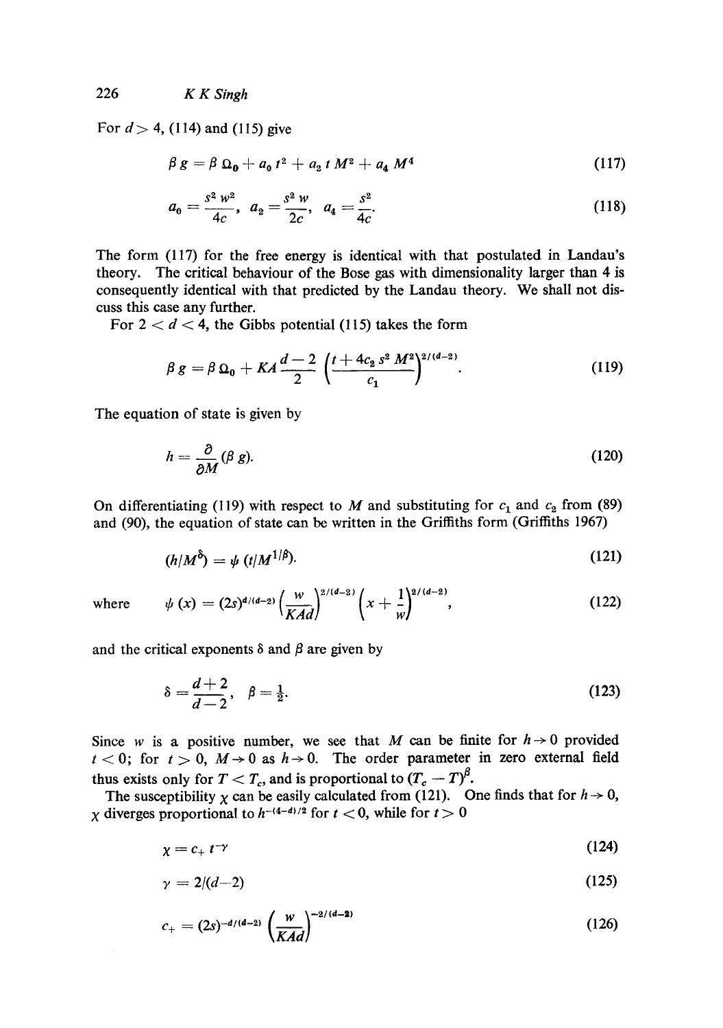For $d > 4$, (114) and (115) give

$$\beta g = \beta \Omega_0 + a_0 t^2 + a_2 t M^2 + a_4 M^4 \tag{117}$$

$$a_0 = \frac{s^2 w^2}{4c}, \quad a_2 = \frac{s^2 w}{2c}, \quad a_4 = \frac{s^2}{4c}. \tag{118}$$

The form (117) for the free energy is identical with that postulated in Landau's theory. The critical behaviour of the Bose gas with dimensionality larger than 4 is consequently identical with that predicted by the Landau theory. We shall not discuss this case any further.

For $2 < d < 4$, the Gibbs potential (115) takes the form

$$\beta g = \beta \Omega_0 + KA \frac{d-2}{2} \left(\frac{t + 4c_2 s^2 M^2}{c_1}\right)^{2/(d-2)}. \tag{119}$$

The equation of state is given by

$$h = \frac{\partial}{\partial M} (\beta g). \tag{120}$$

On differentiating (119) with respect to $M$ and substituting for $c_1$ and $c_2$ from (89) and (90), the equation of state can be written in the Griffiths form (Griffiths 1967)

$$(h/M^\delta) = \psi (t/M^{1/\beta}). \tag{121}$$

where
$$\psi(x) = (2s)^{d/(d-2)} \left(\frac{w}{KAd}\right)^{2/(d-2)} \left(x + \frac{1}{w}\right)^{2/(d-2)}, \tag{122}$$

and the critical exponents $\delta$ and $\beta$ are given by

$$\delta = \frac{d+2}{d-2}, \quad \beta = \tfrac{1}{2}. \tag{123}$$

Since $w$ is a positive number, we see that $M$ can be finite for $h \to 0$ provided $t < 0$; for $t > 0$, $M \to 0$ as $h \to 0$. The order parameter in zero external field thus exists only for $T < T_c$, and is proportional to $(T_c - T)^\beta$.

The susceptibility $\chi$ can be easily calculated from (121). One finds that for $h \to 0$, $\chi$ diverges proportional to $h^{-(4-d)/2}$ for $t < 0$, while for $t > 0$

$$\chi = c_+ t^{-\gamma} \tag{124}$$

$$\gamma = 2/(d-2) \tag{125}$$

$$c_+ = (2s)^{-d/(d-2)} \left(\frac{w}{KAd}\right)^{-2/(d-2)} \tag{126}$$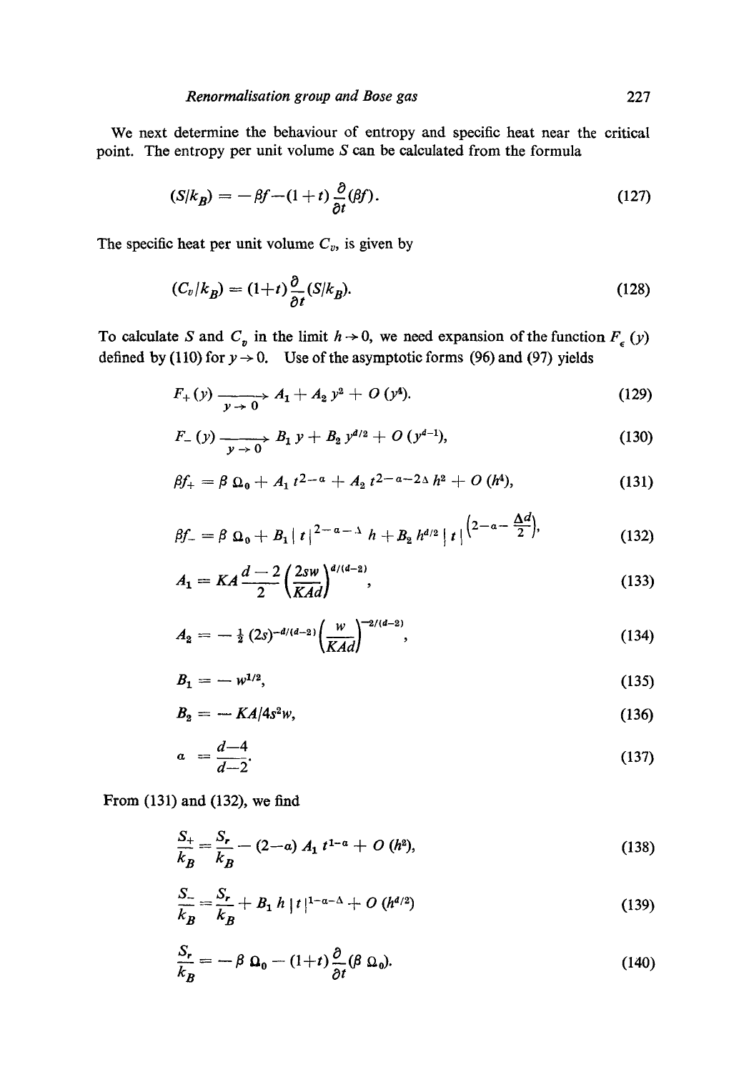We next determine the behaviour of entropy and specific heat near the critical point. The entropy per unit volume $S$ can be calculated from the formula

$$(S/k_B) = -\beta f - (1+t)\frac{\partial}{\partial t}(\beta f). \tag{127}$$

The specific heat per unit volume $C_v$, is given by

$$(C_v/k_B) = (1+t)\frac{\partial}{\partial t}(S/k_B). \tag{128}$$

To calculate $S$ and $C_v$ in the limit $h \to 0$, we need expansion of the function $F_\epsilon(y)$ defined by (110) for $y \to 0$. Use of the asymptotic forms (96) and (97) yields

$$F_+(y) \xrightarrow[y \to 0]{} A_1 + A_2 y^2 + O(y^4). \tag{129}$$

$$F_-(y) \xrightarrow[y \to 0]{} B_1 y + B_2 y^{d/2} + O(y^{d-1}), \tag{130}$$

$$\beta f_+ = \beta\,\Omega_0 + A_1 t^{2-a} + A_2 t^{2-a-2\Delta} h^2 + O(h^4), \tag{131}$$

$$\beta f_- = \beta\,\Omega_0 + B_1 |t|^{2-a-\Delta} h + B_2 h^{d/2} |t|^{\left(2-a-\frac{\Delta d}{2}\right)}, \tag{132}$$

$$A_1 = KA\frac{d-2}{2}\left(\frac{2sw}{KAd}\right)^{d/(d-2)}, \tag{133}$$

$$A_2 = -\tfrac{1}{2}(2s)^{-d/(d-2)}\left(\frac{w}{KAd}\right)^{-2/(d-2)}, \tag{134}$$

$$B_1 = -w^{1/2}, \tag{135}$$

$$B_2 = -KA/4s^2 w, \tag{136}$$

$$a = \frac{d-4}{d-2}. \tag{137}$$

From (131) and (132), we find

$$\frac{S_+}{k_B} = \frac{S_r}{k_B} - (2-a) A_1 t^{1-a} + O(h^2), \tag{138}$$

$$\frac{S_-}{k_B} = \frac{S_r}{k_B} + B_1 h |t|^{1-a-\Delta} + O(h^{d/2}) \tag{139}$$

$$\frac{S_r}{k_B} = -\beta\,\Omega_0 - (1+t)\frac{\partial}{\partial t}(\beta\,\Omega_0). \tag{140}$$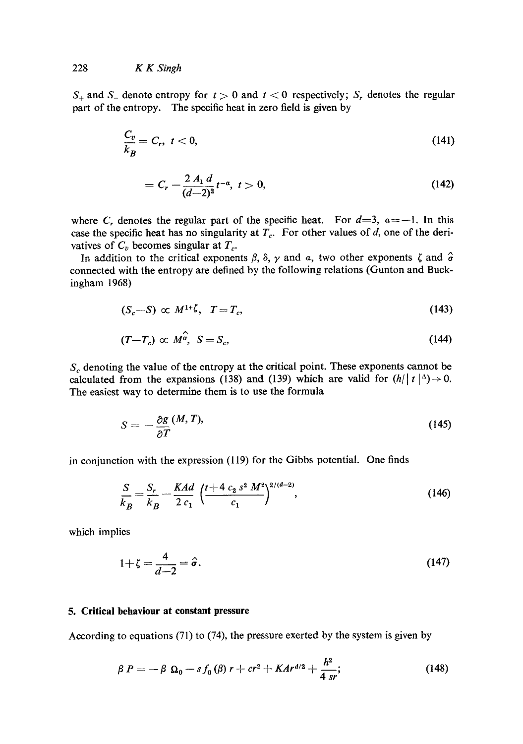$S_+$ and $S_-$ denote entropy for $t > 0$ and $t < 0$ respectively; $S_r$ denotes the regular part of the entropy. The specific heat in zero field is given by

$$\frac{C_v}{k_B} = C_r, \; t < 0, \tag{141}$$

$$= C_r - \frac{2 A_1 d}{(d-2)^2} t^{-a}, \; t > 0, \tag{142}$$

where $C_r$ denotes the regular part of the specific heat. For $d=3$, $a=-1$. In this case the specific heat has no singularity at $T_c$. For other values of $d$, one of the derivatives of $C_v$ becomes singular at $T_c$.

In addition to the critical exponents $\beta$, $\delta$, $\gamma$ and $a$, two other exponents $\zeta$ and $\hat{\sigma}$ connected with the entropy are defined by the following relations (Gunton and Buckingham 1968)

$$(S_c - S) \propto M^{1+\zeta}, \; T = T_c, \tag{143}$$

$$(T - T_c) \propto M^{\hat{\sigma}}, \; S = S_c, \tag{144}$$

$S_c$ denoting the value of the entropy at the critical point. These exponents cannot be calculated from the expansions (138) and (139) which are valid for $(h/|t|^{\Delta}) \to 0$. The easiest way to determine them is to use the formula

$$S = -\frac{\partial g}{\partial T}(M, T), \tag{145}$$

in conjunction with the expression (119) for the Gibbs potential. One finds

$$\frac{S}{k_B} = \frac{S_r}{k_B} - \frac{KAd}{2 c_1} \left(\frac{t + 4 c_2 s^2 M^2}{c_1}\right)^{2/(d-2)}, \tag{146}$$

which implies

$$1 + \zeta = \frac{4}{d-2} = \hat{\sigma}. \tag{147}$$

## 5. Critical behaviour at constant pressure

According to equations (71) to (74), the pressure exerted by the system is given by

$$\beta P = -\beta \, \Omega_0 - s f_0(\beta) r + c r^2 + K A r^{d/2} + \frac{h^2}{4 s r}; \tag{148}$$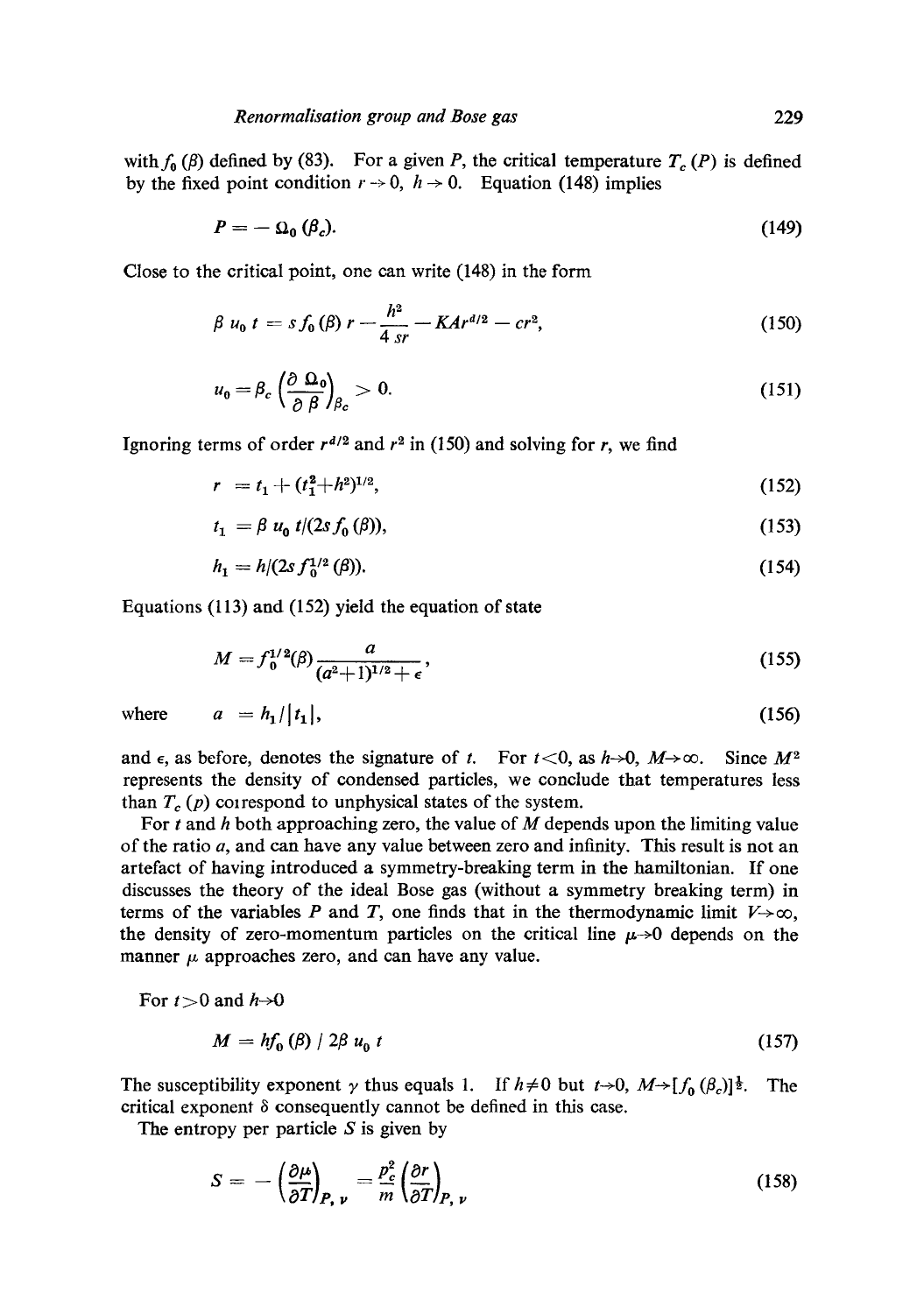with $f_0(\beta)$ defined by (83). For a given $P$, the critical temperature $T_c(P)$ is defined by the fixed point condition $r \to 0$, $h \to 0$. Equation (148) implies

$$P = -\Omega_0(\beta_c). \tag{149}$$

Close to the critical point, one can write (148) in the form

$$\beta u_0 t = s f_0(\beta) r - \frac{h^2}{4sr} - KAr^{d/2} - cr^2, \tag{150}$$

$$u_0 = \beta_c \left(\frac{\partial \Omega_0}{\partial \beta}\right)_{\beta_c} > 0. \tag{151}$$

Ignoring terms of order $r^{d/2}$ and $r^2$ in (150) and solving for $r$, we find

$$r = t_1 + (t_1^2 + h^2)^{1/2}, \tag{152}$$

$$t_1 = \beta u_0 t/(2s f_0(\beta)), \tag{153}$$

$$h_1 = h/(2s f_0^{1/2}(\beta)). \tag{154}$$

Equations (113) and (152) yield the equation of state

$$M = f_0^{1/2}(\beta) \frac{a}{(a^2+1)^{1/2} + \epsilon}, \tag{155}$$

where $\quad a = h_1/|t_1|, \tag{156}$

and $\epsilon$, as before, denotes the signature of $t$. For $t<0$, as $h \to 0$, $M \to \infty$. Since $M^2$ represents the density of condensed particles, we conclude that temperatures less than $T_c(p)$ correspond to unphysical states of the system.

For $t$ and $h$ both approaching zero, the value of $M$ depends upon the limiting value of the ratio $a$, and can have any value between zero and infinity. This result is not an artefact of having introduced a symmetry-breaking term in the hamiltonian. If one discusses the theory of the ideal Bose gas (without a symmetry breaking term) in terms of the variables $P$ and $T$, one finds that in the thermodynamic limit $V \to \infty$, the density of zero-momentum particles on the critical line $\mu \to 0$ depends on the manner $\mu$ approaches zero, and can have any value.

For $t > 0$ and $h \to 0$

$$M = h f_0(\beta) / 2\beta u_0 t \tag{157}$$

The susceptibility exponent $\gamma$ thus equals 1. If $h \neq 0$ but $t \to 0$, $M \to [f_0(\beta_c)]^{\frac{1}{2}}$. The critical exponent $\delta$ consequently cannot be defined in this case.

The entropy per particle $S$ is given by

$$S = -\left(\frac{\partial \mu}{\partial T}\right)_{P,\,\nu} = \frac{p_c^2}{m}\left(\frac{\partial r}{\partial T}\right)_{P,\,\nu} \tag{158}$$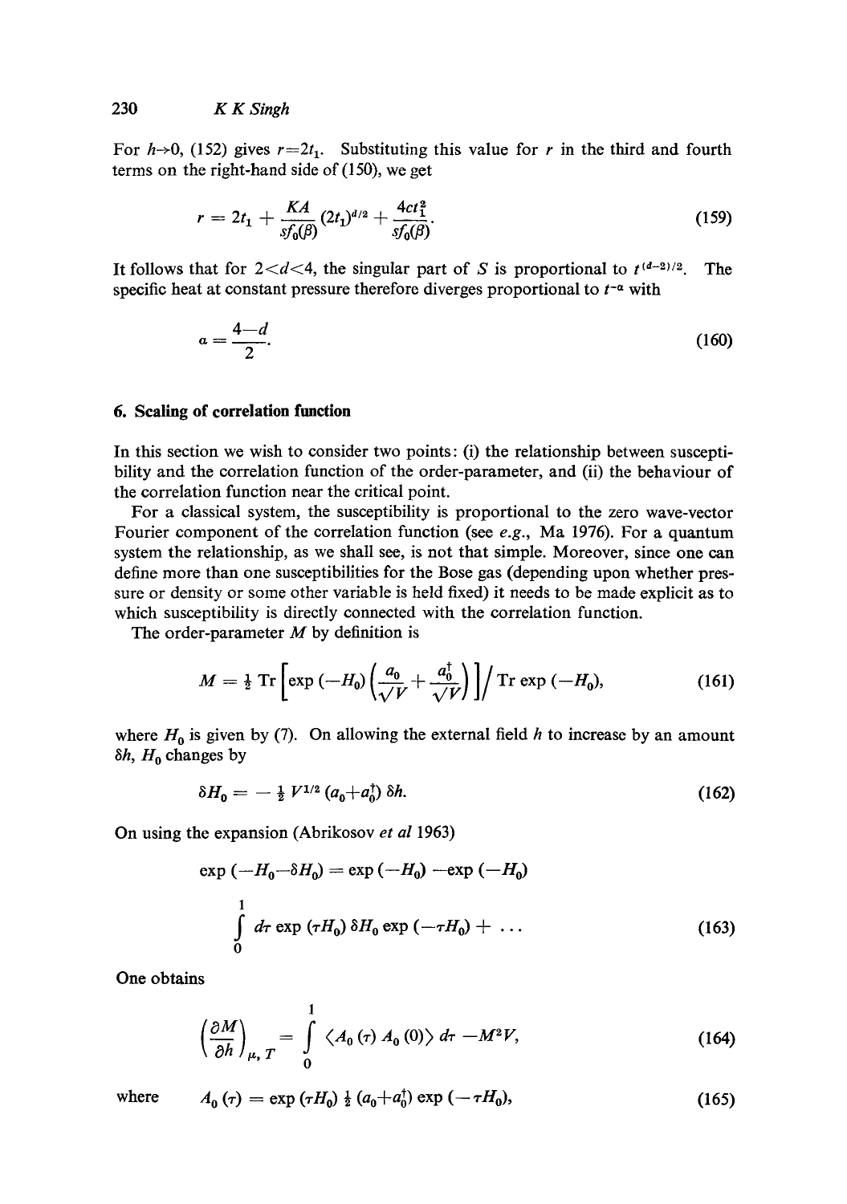For $h \to 0$, (152) gives $r = 2t_1$. Substituting this value for $r$ in the third and fourth terms on the right-hand side of (150), we get

$$r = 2t_1 + \frac{KA}{sf_0(\beta)}(2t_1)^{d/2} + \frac{4ct_1^2}{sf_0(\beta)}. \tag{159}$$

It follows that for $2 < d < 4$, the singular part of $S$ is proportional to $t^{(d-2)/2}$. The specific heat at constant pressure therefore diverges proportional to $t^{-\alpha}$ with

$$\alpha = \frac{4-d}{2}. \tag{160}$$

## 6. Scaling of correlation function

In this section we wish to consider two points: (i) the relationship between susceptibility and the correlation function of the order-parameter, and (ii) the behaviour of the correlation function near the critical point.

For a classical system, the susceptibility is proportional to the zero wave-vector Fourier component of the correlation function (see *e.g.*, Ma 1976). For a quantum system the relationship, as we shall see, is not that simple. Moreover, since one can define more than one susceptibilities for the Bose gas (depending upon whether pressure or density or some other variable is held fixed) it needs to be made explicit as to which susceptibility is directly connected with the correlation function.

The order-parameter $M$ by definition is

$$M = \tfrac{1}{2}\,\mathrm{Tr}\left[\exp(-H_0)\left(\frac{a_0}{\sqrt{V}} + \frac{a_0^\dagger}{\sqrt{V}}\right)\right] \Big/ \mathrm{Tr}\exp(-H_0), \tag{161}$$

where $H_0$ is given by (7). On allowing the external field $h$ to increase by an amount $\delta h$, $H_0$ changes by

$$\delta H_0 = -\tfrac{1}{2} V^{1/2}(a_0 + a_0^\dagger)\,\delta h. \tag{162}$$

On using the expansion (Abrikosov *et al* 1963)

$$\exp(-H_0 - \delta H_0) = \exp(-H_0) - \exp(-H_0) \int_0^1 d\tau \exp(\tau H_0)\,\delta H_0 \exp(-\tau H_0) + \ldots \tag{163}$$

One obtains

$$\left(\frac{\partial M}{\partial h}\right)_{\mu, T} = \int_0^1 \langle A_0(\tau) A_0(0)\rangle\, d\tau - M^2 V, \tag{164}$$

where
$$A_0(\tau) = \exp(\tau H_0)\,\tfrac{1}{2}(a_0 + a_0^\dagger)\exp(-\tau H_0), \tag{165}$$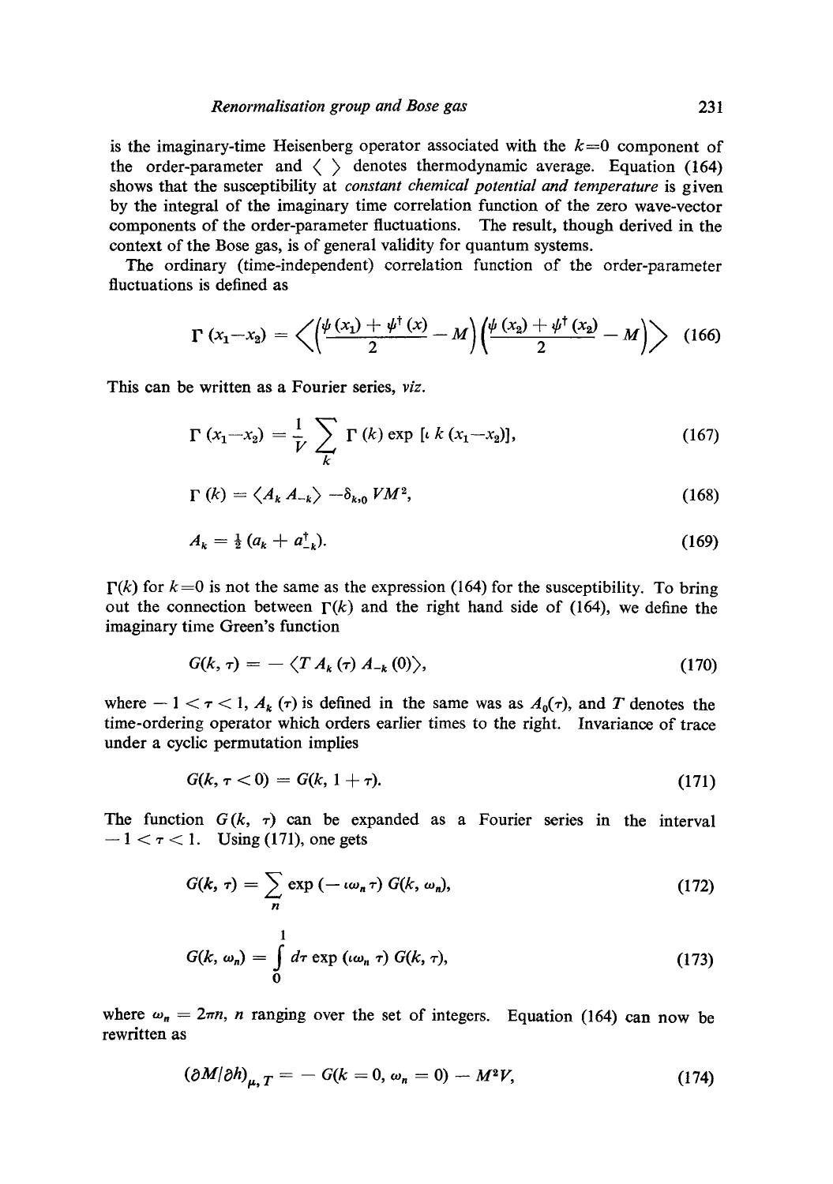is the imaginary-time Heisenberg operator associated with the $k=0$ component of the order-parameter and $\langle \ \rangle$ denotes thermodynamic average. Equation (164) shows that the susceptibility at *constant chemical potential and temperature* is given by the integral of the imaginary time correlation function of the zero wave-vector components of the order-parameter fluctuations. The result, though derived in the context of the Bose gas, is of general validity for quantum systems.

The ordinary (time-independent) correlation function of the order-parameter fluctuations is defined as

$$\Gamma(x_1 - x_2) = \left\langle \left( \frac{\psi(x_1) + \psi^\dagger(x)}{2} - M \right) \left( \frac{\psi(x_2) + \psi^\dagger(x_2)}{2} - M \right) \right\rangle \tag{166}$$

This can be written as a Fourier series, *viz.*

$$\Gamma(x_1 - x_2) = \frac{1}{V} \sum_k \Gamma(k) \exp[\iota\, k(x_1 - x_2)], \tag{167}$$

$$\Gamma(k) = \langle A_k A_{-k} \rangle - \delta_{k,0} V M^2, \tag{168}$$

$$A_k = \tfrac{1}{2}(a_k + a^\dagger_{-k}). \tag{169}$$

$\Gamma(k)$ for $k=0$ is not the same as the expression (164) for the susceptibility. To bring out the connection between $\Gamma(k)$ and the right hand side of (164), we define the imaginary time Green's function

$$G(k, \tau) = -\langle T A_k(\tau) A_{-k}(0) \rangle, \tag{170}$$

where $-1 < \tau < 1$, $A_k(\tau)$ is defined in the same was as $A_0(\tau)$, and $T$ denotes the time-ordering operator which orders earlier times to the right. Invariance of trace under a cyclic permutation implies

$$G(k, \tau < 0) = G(k, 1 + \tau). \tag{171}$$

The function $G(k, \tau)$ can be expanded as a Fourier series in the interval $-1 < \tau < 1$. Using (171), one gets

$$G(k, \tau) = \sum_n \exp(-\iota \omega_n \tau)\, G(k, \omega_n), \tag{172}$$

$$G(k, \omega_n) = \int_0^1 d\tau \exp(\iota \omega_n \tau)\, G(k, \tau), \tag{173}$$

where $\omega_n = 2\pi n$, $n$ ranging over the set of integers. Equation (164) can now be rewritten as

$$(\partial M / \partial h)_{\mu, T} = -G(k = 0, \omega_n = 0) - M^2 V, \tag{174}$$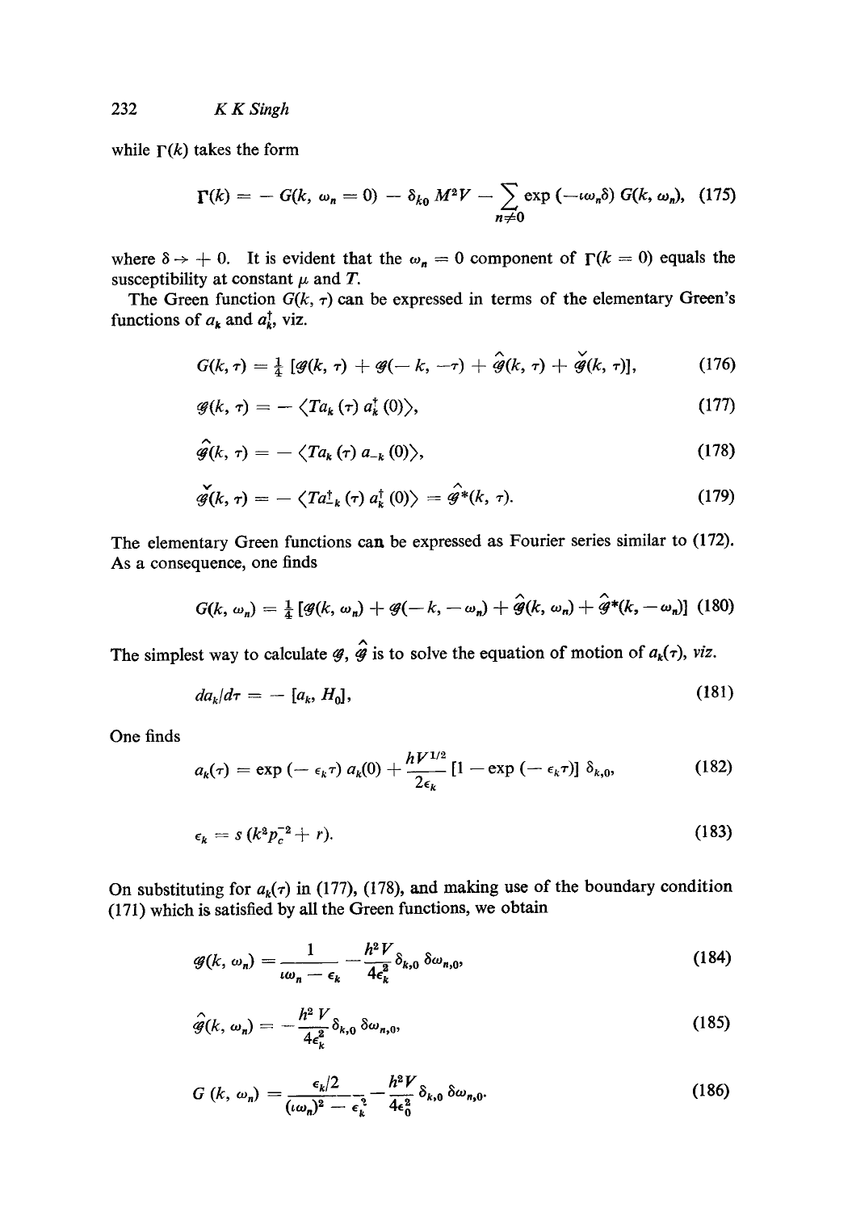while $\Gamma(k)$ takes the form

$$\Gamma(k) = - G(k, \omega_n = 0) - \delta_{k0} M^2 V - \sum_{n \neq 0} \exp(-\iota \omega_n \delta) G(k, \omega_n), \quad (175)$$

where $\delta \to +0$. It is evident that the $\omega_n = 0$ component of $\Gamma(k = 0)$ equals the susceptibility at constant $\mu$ and $T$.

The Green function $G(k, \tau)$ can be expressed in terms of the elementary Green's functions of $a_k$ and $a_k^\dagger$, viz.

$$G(k, \tau) = \tfrac{1}{4} [\mathscr{G}(k, \tau) + \mathscr{G}(-k, -\tau) + \hat{\mathscr{G}}(k, \tau) + \check{\mathscr{G}}(k, \tau)], \quad (176)$$

$$\mathscr{G}(k, \tau) = - \langle T a_k(\tau) a_k^\dagger(0) \rangle, \quad (177)$$

$$\hat{\mathscr{G}}(k, \tau) = - \langle T a_k(\tau) a_{-k}(0) \rangle, \quad (178)$$

$$\check{\mathscr{G}}(k, \tau) = - \langle T a_{-k}^\dagger(\tau) a_k^\dagger(0) \rangle = \hat{\mathscr{G}}^*(k, \tau). \quad (179)$$

The elementary Green functions can be expressed as Fourier series similar to (172). As a consequence, one finds

$$G(k, \omega_n) = \tfrac{1}{4} [\mathscr{G}(k, \omega_n) + \mathscr{G}(-k, -\omega_n) + \hat{\mathscr{G}}(k, \omega_n) + \hat{\mathscr{G}}^*(k, -\omega_n)] \quad (180)$$

The simplest way to calculate $\mathscr{G}$, $\hat{\mathscr{G}}$ is to solve the equation of motion of $a_k(\tau)$, *viz.*

$$da_k/d\tau = - [a_k, H_0], \quad (181)$$

One finds

$$a_k(\tau) = \exp(-\epsilon_k \tau) a_k(0) + \frac{h V^{1/2}}{2\epsilon_k} [1 - \exp(-\epsilon_k \tau)] \delta_{k,0}, \quad (182)$$

$$\epsilon_k = s(k^2 p_c^{-2} + r). \quad (183)$$

On substituting for $a_k(\tau)$ in (177), (178), and making use of the boundary condition (171) which is satisfied by all the Green functions, we obtain

$$\mathscr{G}(k, \omega_n) = \frac{1}{\iota \omega_n - \epsilon_k} - \frac{h^2 V}{4\epsilon_k^2} \delta_{k,0} \delta \omega_{n,0}, \quad (184)$$

$$\hat{\mathscr{G}}(k, \omega_n) = - \frac{h^2 V}{4\epsilon_k^2} \delta_{k,0} \delta \omega_{n,0}, \quad (185)$$

$$G(k, \omega_n) = \frac{\epsilon_k/2}{(\iota \omega_n)^2 - \epsilon_k^2} - \frac{h^2 V}{4\epsilon_0^2} \delta_{k,0} \delta \omega_{n,0}. \quad (186)$$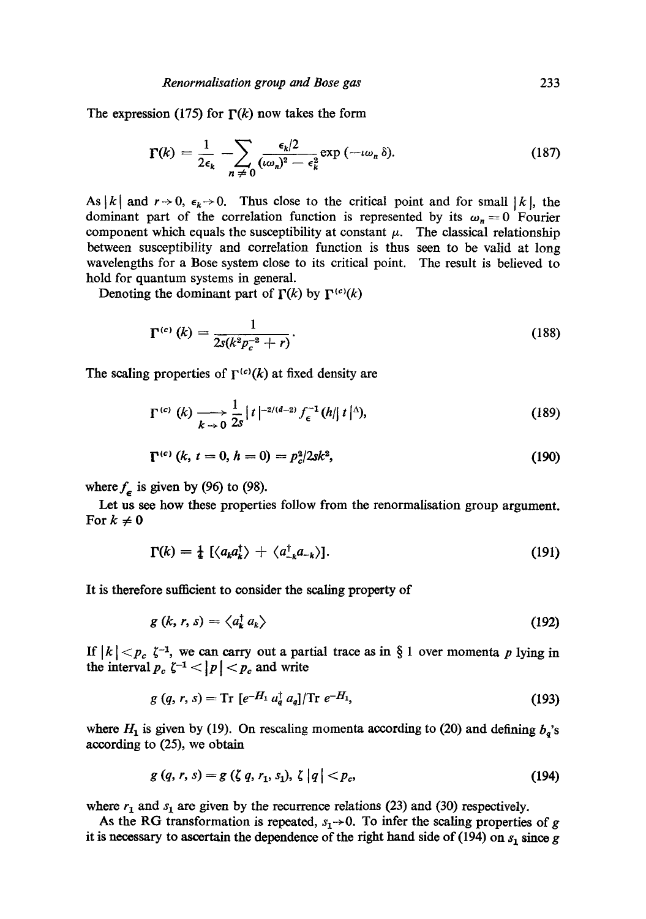The expression (175) for $\Gamma(k)$ now takes the form

$$\Gamma(k) = \frac{1}{2\epsilon_k} - \sum_{n \neq 0} \frac{\epsilon_k/2}{(\iota\omega_n)^2 - \epsilon_k^2} \exp(-\iota\omega_n \delta). \tag{187}$$

As $|k|$ and $r \to 0$, $\epsilon_k \to 0$. Thus close to the critical point and for small $|k|$, the dominant part of the correlation function is represented by its $\omega_n = 0$ Fourier component which equals the susceptibility at constant $\mu$. The classical relationship between susceptibility and correlation function is thus seen to be valid at long wavelengths for a Bose system close to its critical point. The result is believed to hold for quantum systems in general.

Denoting the dominant part of $\Gamma(k)$ by $\Gamma^{(c)}(k)$

$$\Gamma^{(c)}(k) = \frac{1}{2s(k^2 p_c^{-2} + r)}. \tag{188}$$

The scaling properties of $\Gamma^{(c)}(k)$ at fixed density are

$$\Gamma^{(c)}(k) \underset{k \to 0}{\longrightarrow} \frac{1}{2s} |t|^{-2/(d-2)} f_\epsilon^{-1}(h/|t|^\Delta), \tag{189}$$

$$\Gamma^{(c)}(k, t = 0, h = 0) = p_c^2/2sk^2, \tag{190}$$

where $f_\epsilon$ is given by (96) to (98).

Let us see how these properties follow from the renormalisation group argument. For $k \neq 0$

$$\Gamma(k) = \tfrac{1}{4}[\langle a_k a_k^\dagger \rangle + \langle a_{-k}^\dagger a_{-k} \rangle]. \tag{191}$$

It is therefore sufficient to consider the scaling property of

$$g(k, r, s) = \langle a_k^\dagger a_k \rangle \tag{192}$$

If $|k| < p_c \zeta^{-1}$, we can carry out a partial trace as in § 1 over momenta $p$ lying in the interval $p_c \zeta^{-1} < |p| < p_c$ and write

$$g(q, r, s) = \text{Tr}\,[e^{-H_1} a_q^\dagger a_q]/\text{Tr}\, e^{-H_1}, \tag{193}$$

where $H_1$ is given by (19). On rescaling momenta according to (20) and defining $b_q$'s according to (25), we obtain

$$g(q, r, s) = g(\zeta q, r_1, s_1), \; \zeta |q| < p_c, \tag{194}$$

where $r_1$ and $s_1$ are given by the recurrence relations (23) and (30) respectively.

As the RG transformation is repeated, $s_1 \to 0$. To infer the scaling properties of $g$ it is necessary to ascertain the dependence of the right hand side of (194) on $s_1$ since $g$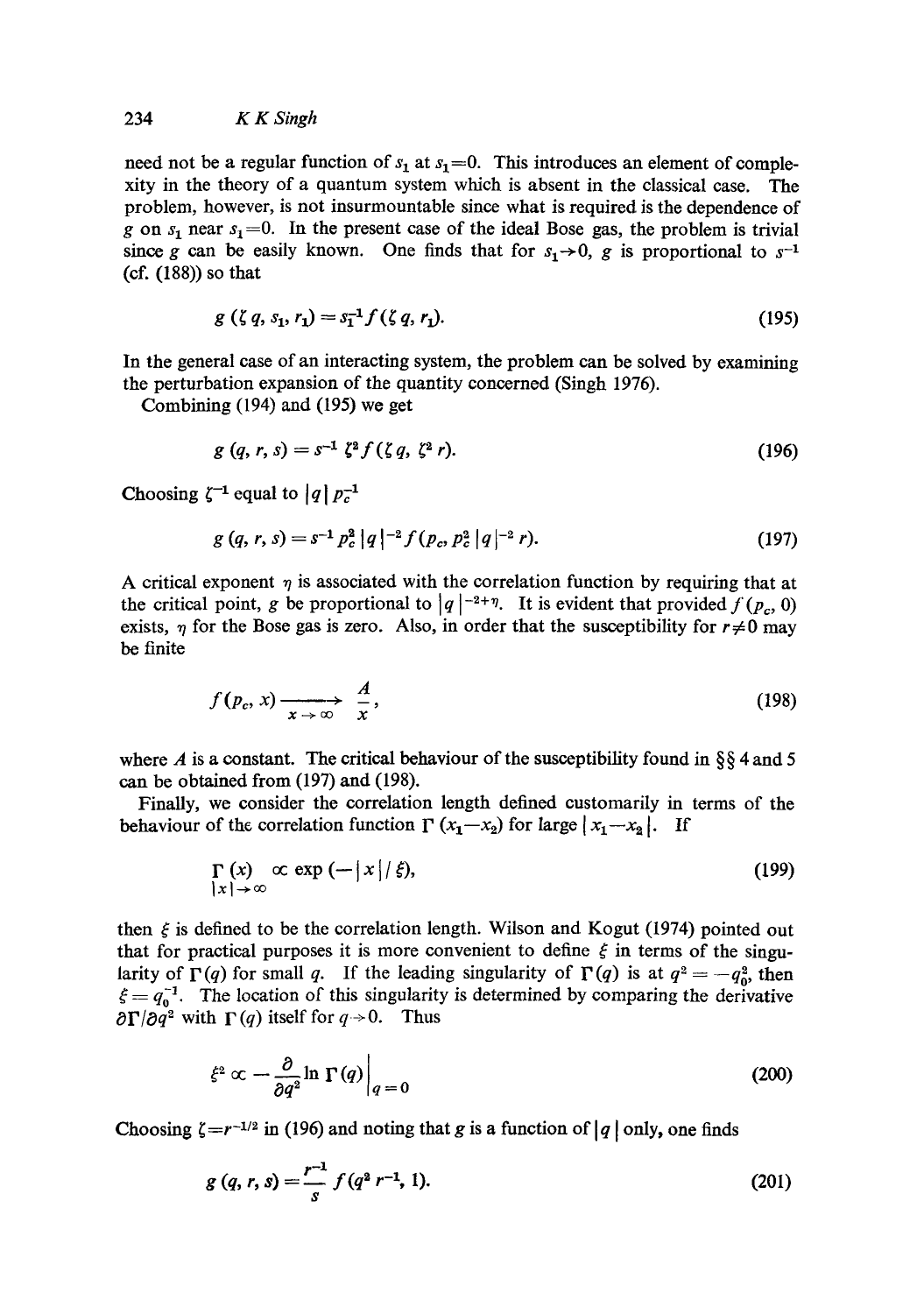need not be a regular function of $s_1$ at $s_1=0$. This introduces an element of complexity in the theory of a quantum system which is absent in the classical case. The problem, however, is not insurmountable since what is required is the dependence of $g$ on $s_1$ near $s_1=0$. In the present case of the ideal Bose gas, the problem is trivial since $g$ can be easily known. One finds that for $s_1 \to 0$, $g$ is proportional to $s^{-1}$ (cf. (188)) so that

$$g(\zeta q, s_1, r_1) = s_1^{-1} f(\zeta q, r_1). \tag{195}$$

In the general case of an interacting system, the problem can be solved by examining the perturbation expansion of the quantity concerned (Singh 1976).

Combining (194) and (195) we get

$$g(q, r, s) = s^{-1} \zeta^2 f(\zeta q, \zeta^2 r). \tag{196}$$

Choosing $\zeta^{-1}$ equal to $|q|\, p_c^{-1}$

$$g(q, r, s) = s^{-1} p_c^2 |q|^{-2} f(p_c, p_c^2 |q|^{-2} r). \tag{197}$$

A critical exponent $\eta$ is associated with the correlation function by requiring that at the critical point, $g$ be proportional to $|q|^{-2+\eta}$. It is evident that provided $f(p_c, 0)$ exists, $\eta$ for the Bose gas is zero. Also, in order that the susceptibility for $r \neq 0$ may be finite

$$f(p_c, x) \xrightarrow[x \to \infty]{} \frac{A}{x}, \tag{198}$$

where $A$ is a constant. The critical behaviour of the susceptibility found in §§ 4 and 5 can be obtained from (197) and (198).

Finally, we consider the correlation length defined customarily in terms of the behaviour of the correlation function $\Gamma(x_1 - x_2)$ for large $|x_1 - x_2|$. If

$$\Gamma(x) \underset{|x| \to \infty}{\propto} \exp(-|x|/\xi), \tag{199}$$

then $\xi$ is defined to be the correlation length. Wilson and Kogut (1974) pointed out that for practical purposes it is more convenient to define $\xi$ in terms of the singularity of $\Gamma(q)$ for small $q$. If the leading singularity of $\Gamma(q)$ is at $q^2 = -q_0^2$, then $\xi = q_0^{-1}$. The location of this singularity is determined by comparing the derivative $\partial \Gamma / \partial q^2$ with $\Gamma(q)$ itself for $q \to 0$. Thus

$$\xi^2 \propto -\frac{\partial}{\partial q^2} \ln \Gamma(q) \bigg|_{q=0} \tag{200}$$

Choosing $\zeta = r^{-1/2}$ in (196) and noting that $g$ is a function of $|q|$ only, one finds

$$g(q, r, s) = \frac{r^{-1}}{s} f(q^2 r^{-1}, 1). \tag{201}$$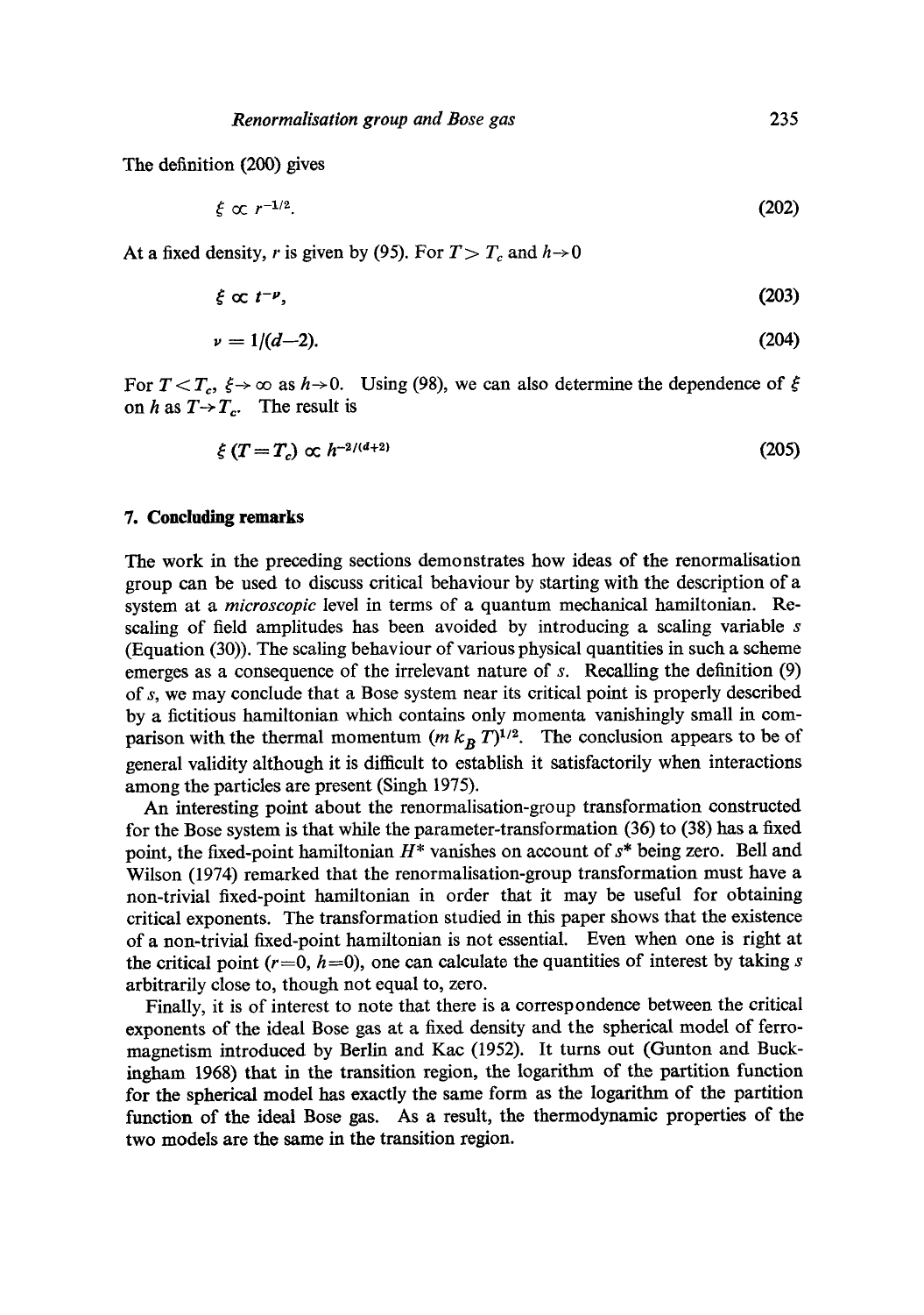The definition (200) gives

$$\xi \propto r^{-1/2}. \tag{202}$$

At a fixed density, $r$ is given by (95). For $T > T_c$ and $h \to 0$

$$\xi \propto t^{-\nu}, \tag{203}$$

$$\nu = 1/(d-2). \tag{204}$$

For $T < T_c$, $\xi \to \infty$ as $h \to 0$. Using (98), we can also determine the dependence of $\xi$ on $h$ as $T \to T_c$. The result is

$$\xi\,(T = T_c) \propto h^{-2/(d+2)} \tag{205}$$

## 7. Concluding remarks

The work in the preceding sections demonstrates how ideas of the renormalisation group can be used to discuss critical behaviour by starting with the description of a system at a *microscopic* level in terms of a quantum mechanical hamiltonian. Rescaling of field amplitudes has been avoided by introducing a scaling variable $s$ (Equation (30)). The scaling behaviour of various physical quantities in such a scheme emerges as a consequence of the irrelevant nature of $s$. Recalling the definition (9) of $s$, we may conclude that a Bose system near its critical point is properly described by a fictitious hamiltonian which contains only momenta vanishingly small in comparison with the thermal momentum $(m\,k_B\,T)^{1/2}$. The conclusion appears to be of general validity although it is difficult to establish it satisfactorily when interactions among the particles are present (Singh 1975).

An interesting point about the renormalisation-group transformation constructed for the Bose system is that while the parameter-transformation (36) to (38) has a fixed point, the fixed-point hamiltonian $H^*$ vanishes on account of $s^*$ being zero. Bell and Wilson (1974) remarked that the renormalisation-group transformation must have a non-trivial fixed-point hamiltonian in order that it may be useful for obtaining critical exponents. The transformation studied in this paper shows that the existence of a non-trivial fixed-point hamiltonian is not essential. Even when one is right at the critical point ($r=0$, $h=0$), one can calculate the quantities of interest by taking $s$ arbitrarily close to, though not equal to, zero.

Finally, it is of interest to note that there is a correspondence between the critical exponents of the ideal Bose gas at a fixed density and the spherical model of ferromagnetism introduced by Berlin and Kac (1952). It turns out (Gunton and Buckingham 1968) that in the transition region, the logarithm of the partition function for the spherical model has exactly the same form as the logarithm of the partition function of the ideal Bose gas. As a result, the thermodynamic properties of the two models are the same in the transition region.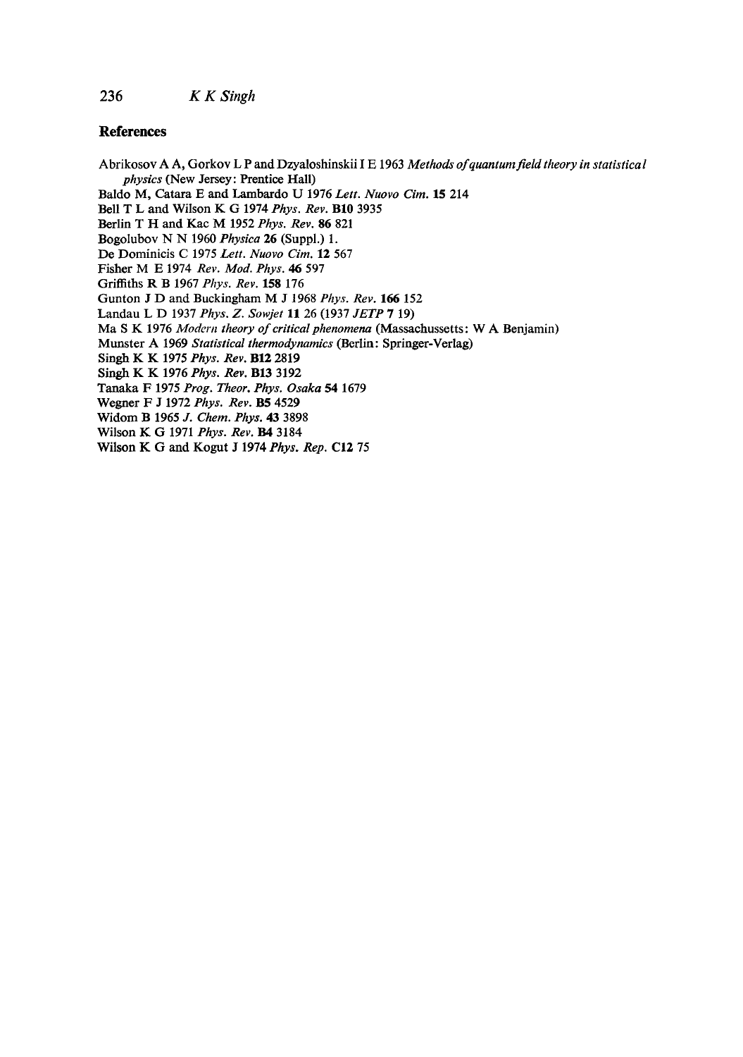## References

Abrikosov A A, Gorkov L P and Dzyaloshinskii I E 1963 *Methods of quantum field theory in statistical physics* (New Jersey: Prentice Hall)

Baldo M, Catara E and Lambardo U 1976 *Lett. Nuovo Cim.* **15** 214

Bell T L and Wilson K G 1974 *Phys. Rev.* **B10** 3935

Berlin T H and Kac M 1952 *Phys. Rev.* **86** 821

Bogolubov N N 1960 *Physica* **26** (Suppl.) 1.

De Dominicis C 1975 *Lett. Nuovo Cim.* **12** 567

Fisher M E 1974 *Rev. Mod. Phys.* **46** 597

Griffiths R B 1967 *Phys. Rev.* **158** 176

Gunton J D and Buckingham M J 1968 *Phys. Rev.* **166** 152

Landau L D 1937 *Phys. Z. Sowjet* **11** 26 (1937 *JETP* **7** 19)

Ma S K 1976 *Modern theory of critical phenomena* (Massachussetts: W A Benjamin)

Munster A 1969 *Statistical thermodynamics* (Berlin: Springer-Verlag)

Singh K K 1975 *Phys. Rev.* **B12** 2819

Singh K K 1976 *Phys. Rev.* **B13** 3192

Tanaka F 1975 *Prog. Theor. Phys. Osaka* **54** 1679

Wegner F J 1972 *Phys. Rev.* **B5** 4529

Widom B 1965 *J. Chem. Phys.* **43** 3898

Wilson K G 1971 *Phys. Rev.* **B4** 3184

Wilson K G and Kogut J 1974 *Phys. Rep.* **C12** 75